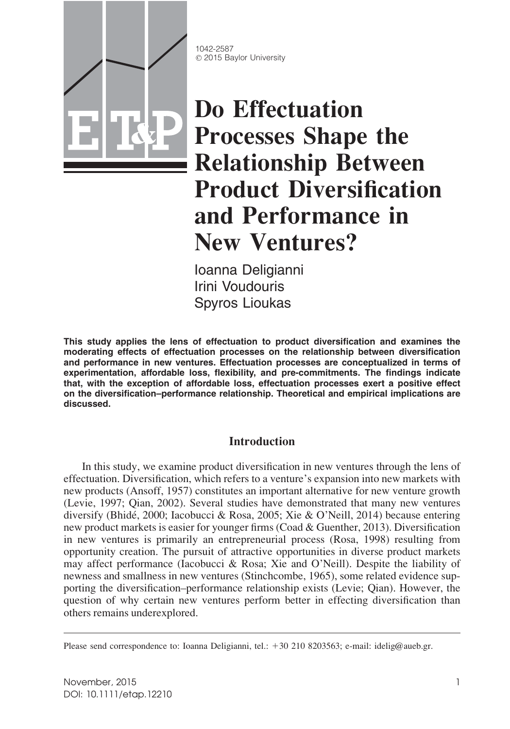# Do Effectuation Processes Shape the Relationship Between Product Diversification and Performance in New Ventures?

Ioanna Deligianni
Irini Voudouris
Spyros Lioukas

**This study applies the lens of effectuation to product diversification and examines the moderating effects of effectuation processes on the relationship between diversification and performance in new ventures. Effectuation processes are conceptualized in terms of experimentation, affordable loss, flexibility, and pre-commitments. The findings indicate that, with the exception of affordable loss, effectuation processes exert a positive effect on the diversification–performance relationship. Theoretical and empirical implications are discussed.**

## Introduction

In this study, we examine product diversification in new ventures through the lens of effectuation. Diversification, which refers to a venture's expansion into new markets with new products (Ansoff, 1957) constitutes an important alternative for new venture growth (Levie, 1997; Qian, 2002). Several studies have demonstrated that many new ventures diversify (Bhidé, 2000; Iacobucci & Rosa, 2005; Xie & O'Neill, 2014) because entering new product markets is easier for younger firms (Coad & Guenther, 2013). Diversification in new ventures is primarily an entrepreneurial process (Rosa, 1998) resulting from opportunity creation. The pursuit of attractive opportunities in diverse product markets may affect performance (Iacobucci & Rosa; Xie and O'Neill). Despite the liability of newness and smallness in new ventures (Stinchcombe, 1965), some related evidence supporting the diversification–performance relationship exists (Levie; Qian). However, the question of why certain new ventures perform better in effecting diversification than others remains underexplored.

---

Please send correspondence to: Ioanna Deligianni, tel.: +30 210 8203563; e-mail: idelig@aueb.gr.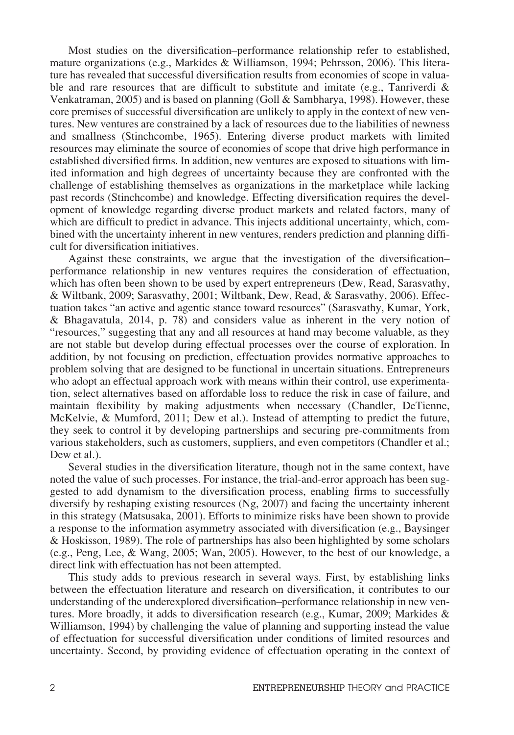Most studies on the diversification–performance relationship refer to established, mature organizations (e.g., Markides & Williamson, 1994; Pehrsson, 2006). This literature has revealed that successful diversification results from economies of scope in valuable and rare resources that are difficult to substitute and imitate (e.g., Tanriverdi & Venkatraman, 2005) and is based on planning (Goll & Sambharya, 1998). However, these core premises of successful diversification are unlikely to apply in the context of new ventures. New ventures are constrained by a lack of resources due to the liabilities of newness and smallness (Stinchcombe, 1965). Entering diverse product markets with limited resources may eliminate the source of economies of scope that drive high performance in established diversified firms. In addition, new ventures are exposed to situations with limited information and high degrees of uncertainty because they are confronted with the challenge of establishing themselves as organizations in the marketplace while lacking past records (Stinchcombe) and knowledge. Effecting diversification requires the development of knowledge regarding diverse product markets and related factors, many of which are difficult to predict in advance. This injects additional uncertainty, which, combined with the uncertainty inherent in new ventures, renders prediction and planning difficult for diversification initiatives.

Against these constraints, we argue that the investigation of the diversification–performance relationship in new ventures requires the consideration of effectuation, which has often been shown to be used by expert entrepreneurs (Dew, Read, Sarasvathy, & Wiltbank, 2009; Sarasvathy, 2001; Wiltbank, Dew, Read, & Sarasvathy, 2006). Effectuation takes "an active and agentic stance toward resources" (Sarasvathy, Kumar, York, & Bhagavatula, 2014, p. 78) and considers value as inherent in the very notion of "resources," suggesting that any and all resources at hand may become valuable, as they are not stable but develop during effectual processes over the course of exploration. In addition, by not focusing on prediction, effectuation provides normative approaches to problem solving that are designed to be functional in uncertain situations. Entrepreneurs who adopt an effectual approach work with means within their control, use experimentation, select alternatives based on affordable loss to reduce the risk in case of failure, and maintain flexibility by making adjustments when necessary (Chandler, DeTienne, McKelvie, & Mumford, 2011; Dew et al.). Instead of attempting to predict the future, they seek to control it by developing partnerships and securing pre-commitments from various stakeholders, such as customers, suppliers, and even competitors (Chandler et al.; Dew et al.).

Several studies in the diversification literature, though not in the same context, have noted the value of such processes. For instance, the trial-and-error approach has been suggested to add dynamism to the diversification process, enabling firms to successfully diversify by reshaping existing resources (Ng, 2007) and facing the uncertainty inherent in this strategy (Matsusaka, 2001). Efforts to minimize risks have been shown to provide a response to the information asymmetry associated with diversification (e.g., Baysinger & Hoskisson, 1989). The role of partnerships has also been highlighted by some scholars (e.g., Peng, Lee, & Wang, 2005; Wan, 2005). However, to the best of our knowledge, a direct link with effectuation has not been attempted.

This study adds to previous research in several ways. First, by establishing links between the effectuation literature and research on diversification, it contributes to our understanding of the underexplored diversification–performance relationship in new ventures. More broadly, it adds to diversification research (e.g., Kumar, 2009; Markides & Williamson, 1994) by challenging the value of planning and supporting instead the value of effectuation for successful diversification under conditions of limited resources and uncertainty. Second, by providing evidence of effectuation operating in the context of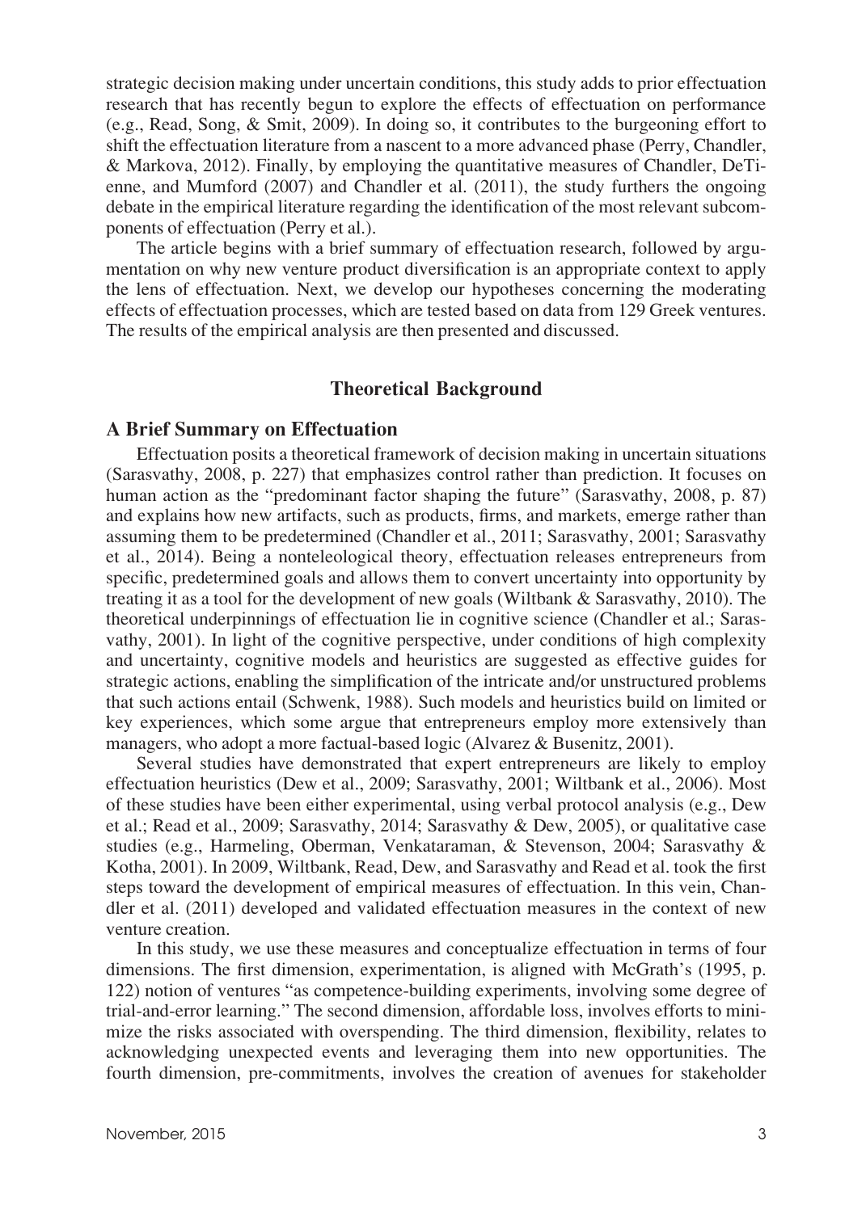strategic decision making under uncertain conditions, this study adds to prior effectuation research that has recently begun to explore the effects of effectuation on performance (e.g., Read, Song, & Smit, 2009). In doing so, it contributes to the burgeoning effort to shift the effectuation literature from a nascent to a more advanced phase (Perry, Chandler, & Markova, 2012). Finally, by employing the quantitative measures of Chandler, DeTienne, and Mumford (2007) and Chandler et al. (2011), the study furthers the ongoing debate in the empirical literature regarding the identification of the most relevant subcomponents of effectuation (Perry et al.).

The article begins with a brief summary of effectuation research, followed by argumentation on why new venture product diversification is an appropriate context to apply the lens of effectuation. Next, we develop our hypotheses concerning the moderating effects of effectuation processes, which are tested based on data from 129 Greek ventures. The results of the empirical analysis are then presented and discussed.

## Theoretical Background

### A Brief Summary on Effectuation

Effectuation posits a theoretical framework of decision making in uncertain situations (Sarasvathy, 2008, p. 227) that emphasizes control rather than prediction. It focuses on human action as the "predominant factor shaping the future" (Sarasvathy, 2008, p. 87) and explains how new artifacts, such as products, firms, and markets, emerge rather than assuming them to be predetermined (Chandler et al., 2011; Sarasvathy, 2001; Sarasvathy et al., 2014). Being a nonteleological theory, effectuation releases entrepreneurs from specific, predetermined goals and allows them to convert uncertainty into opportunity by treating it as a tool for the development of new goals (Wiltbank & Sarasvathy, 2010). The theoretical underpinnings of effectuation lie in cognitive science (Chandler et al.; Sarasvathy, 2001). In light of the cognitive perspective, under conditions of high complexity and uncertainty, cognitive models and heuristics are suggested as effective guides for strategic actions, enabling the simplification of the intricate and/or unstructured problems that such actions entail (Schwenk, 1988). Such models and heuristics build on limited or key experiences, which some argue that entrepreneurs employ more extensively than managers, who adopt a more factual-based logic (Alvarez & Busenitz, 2001).

Several studies have demonstrated that expert entrepreneurs are likely to employ effectuation heuristics (Dew et al., 2009; Sarasvathy, 2001; Wiltbank et al., 2006). Most of these studies have been either experimental, using verbal protocol analysis (e.g., Dew et al.; Read et al., 2009; Sarasvathy, 2014; Sarasvathy & Dew, 2005), or qualitative case studies (e.g., Harmeling, Oberman, Venkataraman, & Stevenson, 2004; Sarasvathy & Kotha, 2001). In 2009, Wiltbank, Read, Dew, and Sarasvathy and Read et al. took the first steps toward the development of empirical measures of effectuation. In this vein, Chandler et al. (2011) developed and validated effectuation measures in the context of new venture creation.

In this study, we use these measures and conceptualize effectuation in terms of four dimensions. The first dimension, experimentation, is aligned with McGrath's (1995, p. 122) notion of ventures "as competence-building experiments, involving some degree of trial-and-error learning." The second dimension, affordable loss, involves efforts to minimize the risks associated with overspending. The third dimension, flexibility, relates to acknowledging unexpected events and leveraging them into new opportunities. The fourth dimension, pre-commitments, involves the creation of avenues for stakeholder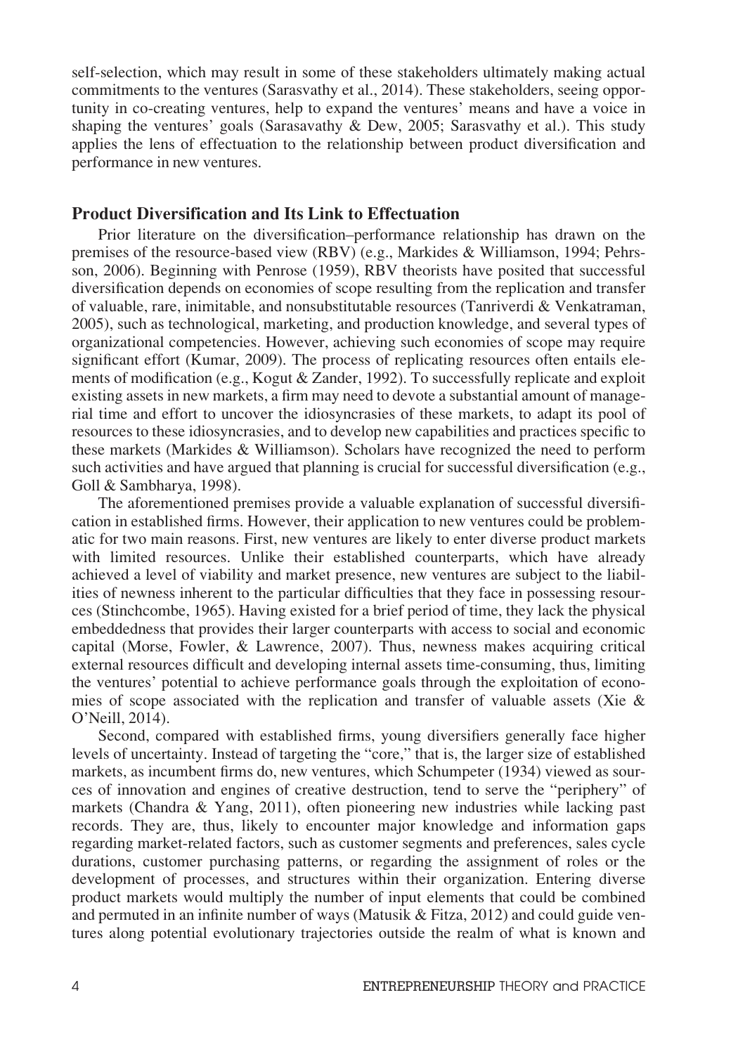self-selection, which may result in some of these stakeholders ultimately making actual commitments to the ventures (Sarasvathy et al., 2014). These stakeholders, seeing opportunity in co-creating ventures, help to expand the ventures' means and have a voice in shaping the ventures' goals (Sarasavathy & Dew, 2005; Sarasvathy et al.). This study applies the lens of effectuation to the relationship between product diversification and performance in new ventures.

## Product Diversification and Its Link to Effectuation

Prior literature on the diversification–performance relationship has drawn on the premises of the resource-based view (RBV) (e.g., Markides & Williamson, 1994; Pehrsson, 2006). Beginning with Penrose (1959), RBV theorists have posited that successful diversification depends on economies of scope resulting from the replication and transfer of valuable, rare, inimitable, and nonsubstitutable resources (Tanriverdi & Venkatraman, 2005), such as technological, marketing, and production knowledge, and several types of organizational competencies. However, achieving such economies of scope may require significant effort (Kumar, 2009). The process of replicating resources often entails elements of modification (e.g., Kogut & Zander, 1992). To successfully replicate and exploit existing assets in new markets, a firm may need to devote a substantial amount of managerial time and effort to uncover the idiosyncrasies of these markets, to adapt its pool of resources to these idiosyncrasies, and to develop new capabilities and practices specific to these markets (Markides & Williamson). Scholars have recognized the need to perform such activities and have argued that planning is crucial for successful diversification (e.g., Goll & Sambharya, 1998).

The aforementioned premises provide a valuable explanation of successful diversification in established firms. However, their application to new ventures could be problematic for two main reasons. First, new ventures are likely to enter diverse product markets with limited resources. Unlike their established counterparts, which have already achieved a level of viability and market presence, new ventures are subject to the liabilities of newness inherent to the particular difficulties that they face in possessing resources (Stinchcombe, 1965). Having existed for a brief period of time, they lack the physical embeddedness that provides their larger counterparts with access to social and economic capital (Morse, Fowler, & Lawrence, 2007). Thus, newness makes acquiring critical external resources difficult and developing internal assets time-consuming, thus, limiting the ventures' potential to achieve performance goals through the exploitation of economies of scope associated with the replication and transfer of valuable assets (Xie & O'Neill, 2014).

Second, compared with established firms, young diversifiers generally face higher levels of uncertainty. Instead of targeting the "core," that is, the larger size of established markets, as incumbent firms do, new ventures, which Schumpeter (1934) viewed as sources of innovation and engines of creative destruction, tend to serve the "periphery" of markets (Chandra & Yang, 2011), often pioneering new industries while lacking past records. They are, thus, likely to encounter major knowledge and information gaps regarding market-related factors, such as customer segments and preferences, sales cycle durations, customer purchasing patterns, or regarding the assignment of roles or the development of processes, and structures within their organization. Entering diverse product markets would multiply the number of input elements that could be combined and permuted in an infinite number of ways (Matusik & Fitza, 2012) and could guide ventures along potential evolutionary trajectories outside the realm of what is known and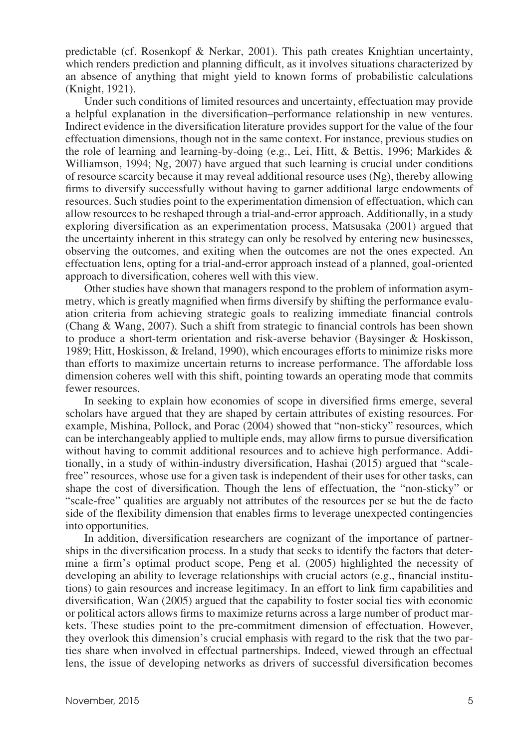predictable (cf. Rosenkopf & Nerkar, 2001). This path creates Knightian uncertainty, which renders prediction and planning difficult, as it involves situations characterized by an absence of anything that might yield to known forms of probabilistic calculations (Knight, 1921).

Under such conditions of limited resources and uncertainty, effectuation may provide a helpful explanation in the diversification–performance relationship in new ventures. Indirect evidence in the diversification literature provides support for the value of the four effectuation dimensions, though not in the same context. For instance, previous studies on the role of learning and learning-by-doing (e.g., Lei, Hitt, & Bettis, 1996; Markides & Williamson, 1994; Ng, 2007) have argued that such learning is crucial under conditions of resource scarcity because it may reveal additional resource uses (Ng), thereby allowing firms to diversify successfully without having to garner additional large endowments of resources. Such studies point to the experimentation dimension of effectuation, which can allow resources to be reshaped through a trial-and-error approach. Additionally, in a study exploring diversification as an experimentation process, Matsusaka (2001) argued that the uncertainty inherent in this strategy can only be resolved by entering new businesses, observing the outcomes, and exiting when the outcomes are not the ones expected. An effectuation lens, opting for a trial-and-error approach instead of a planned, goal-oriented approach to diversification, coheres well with this view.

Other studies have shown that managers respond to the problem of information asymmetry, which is greatly magnified when firms diversify by shifting the performance evaluation criteria from achieving strategic goals to realizing immediate financial controls (Chang & Wang, 2007). Such a shift from strategic to financial controls has been shown to produce a short-term orientation and risk-averse behavior (Baysinger & Hoskisson, 1989; Hitt, Hoskisson, & Ireland, 1990), which encourages efforts to minimize risks more than efforts to maximize uncertain returns to increase performance. The affordable loss dimension coheres well with this shift, pointing towards an operating mode that commits fewer resources.

In seeking to explain how economies of scope in diversified firms emerge, several scholars have argued that they are shaped by certain attributes of existing resources. For example, Mishina, Pollock, and Porac (2004) showed that "non-sticky" resources, which can be interchangeably applied to multiple ends, may allow firms to pursue diversification without having to commit additional resources and to achieve high performance. Additionally, in a study of within-industry diversification, Hashai (2015) argued that "scale-free" resources, whose use for a given task is independent of their uses for other tasks, can shape the cost of diversification. Though the lens of effectuation, the "non-sticky" or "scale-free" qualities are arguably not attributes of the resources per se but the de facto side of the flexibility dimension that enables firms to leverage unexpected contingencies into opportunities.

In addition, diversification researchers are cognizant of the importance of partnerships in the diversification process. In a study that seeks to identify the factors that determine a firm's optimal product scope, Peng et al. (2005) highlighted the necessity of developing an ability to leverage relationships with crucial actors (e.g., financial institutions) to gain resources and increase legitimacy. In an effort to link firm capabilities and diversification, Wan (2005) argued that the capability to foster social ties with economic or political actors allows firms to maximize returns across a large number of product markets. These studies point to the pre-commitment dimension of effectuation. However, they overlook this dimension's crucial emphasis with regard to the risk that the two parties share when involved in effectual partnerships. Indeed, viewed through an effectual lens, the issue of developing networks as drivers of successful diversification becomes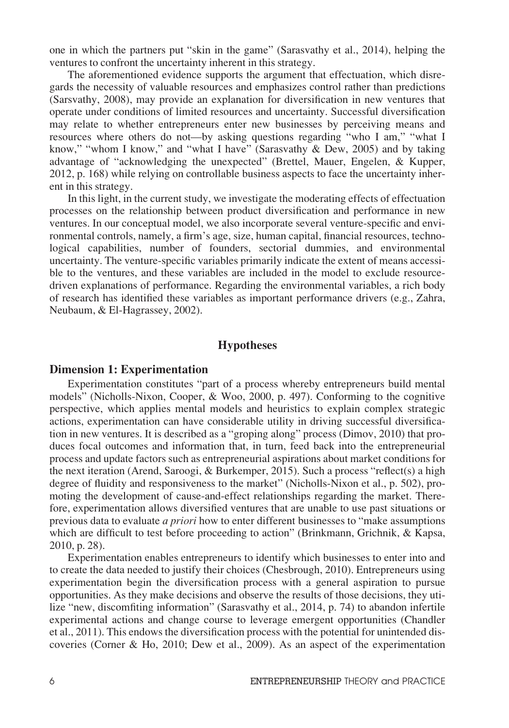one in which the partners put "skin in the game" (Sarasvathy et al., 2014), helping the ventures to confront the uncertainty inherent in this strategy.

The aforementioned evidence supports the argument that effectuation, which disregards the necessity of valuable resources and emphasizes control rather than predictions (Sarsvathy, 2008), may provide an explanation for diversification in new ventures that operate under conditions of limited resources and uncertainty. Successful diversification may relate to whether entrepreneurs enter new businesses by perceiving means and resources where others do not—by asking questions regarding "who I am," "what I know," "whom I know," and "what I have" (Sarasvathy & Dew, 2005) and by taking advantage of "acknowledging the unexpected" (Brettel, Mauer, Engelen, & Kupper, 2012, p. 168) while relying on controllable business aspects to face the uncertainty inherent in this strategy.

In this light, in the current study, we investigate the moderating effects of effectuation processes on the relationship between product diversification and performance in new ventures. In our conceptual model, we also incorporate several venture-specific and environmental controls, namely, a firm's age, size, human capital, financial resources, technological capabilities, number of founders, sectorial dummies, and environmental uncertainty. The venture-specific variables primarily indicate the extent of means accessible to the ventures, and these variables are included in the model to exclude resource-driven explanations of performance. Regarding the environmental variables, a rich body of research has identified these variables as important performance drivers (e.g., Zahra, Neubaum, & El-Hagrassey, 2002).

## Hypotheses

### Dimension 1: Experimentation

Experimentation constitutes "part of a process whereby entrepreneurs build mental models" (Nicholls-Nixon, Cooper, & Woo, 2000, p. 497). Conforming to the cognitive perspective, which applies mental models and heuristics to explain complex strategic actions, experimentation can have considerable utility in driving successful diversification in new ventures. It is described as a "groping along" process (Dimov, 2010) that produces focal outcomes and information that, in turn, feed back into the entrepreneurial process and update factors such as entrepreneurial aspirations about market conditions for the next iteration (Arend, Saroogi, & Burkemper, 2015). Such a process "reflect(s) a high degree of fluidity and responsiveness to the market" (Nicholls-Nixon et al., p. 502), promoting the development of cause-and-effect relationships regarding the market. Therefore, experimentation allows diversified ventures that are unable to use past situations or previous data to evaluate *a priori* how to enter different businesses to "make assumptions which are difficult to test before proceeding to action" (Brinkmann, Grichnik, & Kapsa, 2010, p. 28).

Experimentation enables entrepreneurs to identify which businesses to enter into and to create the data needed to justify their choices (Chesbrough, 2010). Entrepreneurs using experimentation begin the diversification process with a general aspiration to pursue opportunities. As they make decisions and observe the results of those decisions, they utilize "new, discomfiting information" (Sarasvathy et al., 2014, p. 74) to abandon infertile experimental actions and change course to leverage emergent opportunities (Chandler et al., 2011). This endows the diversification process with the potential for unintended discoveries (Corner & Ho, 2010; Dew et al., 2009). As an aspect of the experimentation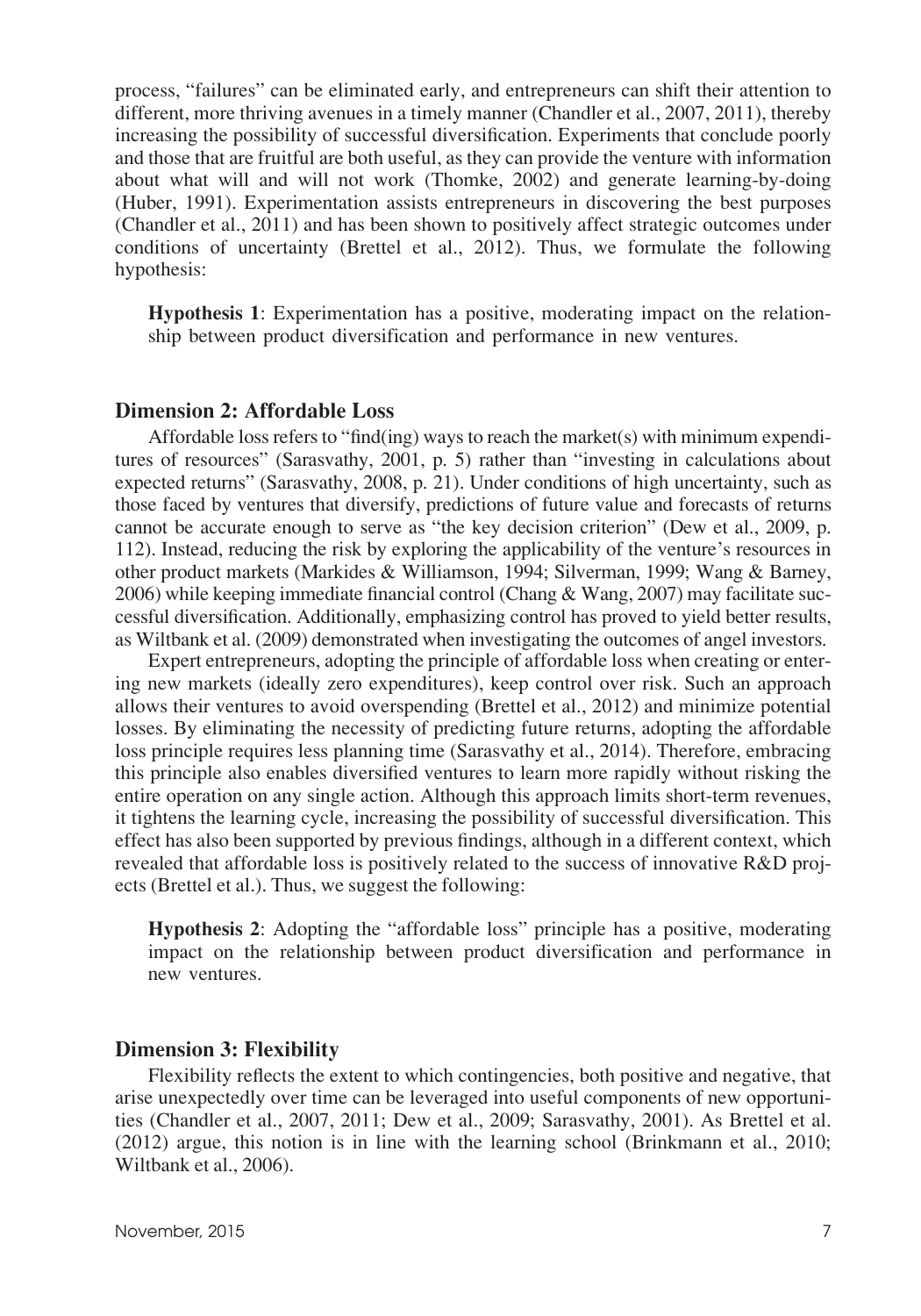process, "failures" can be eliminated early, and entrepreneurs can shift their attention to different, more thriving avenues in a timely manner (Chandler et al., 2007, 2011), thereby increasing the possibility of successful diversification. Experiments that conclude poorly and those that are fruitful are both useful, as they can provide the venture with information about what will and will not work (Thomke, 2002) and generate learning-by-doing (Huber, 1991). Experimentation assists entrepreneurs in discovering the best purposes (Chandler et al., 2011) and has been shown to positively affect strategic outcomes under conditions of uncertainty (Brettel et al., 2012). Thus, we formulate the following hypothesis:

**Hypothesis 1**: Experimentation has a positive, moderating impact on the relationship between product diversification and performance in new ventures.

### Dimension 2: Affordable Loss

Affordable loss refers to "find(ing) ways to reach the market(s) with minimum expenditures of resources" (Sarasvathy, 2001, p. 5) rather than "investing in calculations about expected returns" (Sarasvathy, 2008, p. 21). Under conditions of high uncertainty, such as those faced by ventures that diversify, predictions of future value and forecasts of returns cannot be accurate enough to serve as "the key decision criterion" (Dew et al., 2009, p. 112). Instead, reducing the risk by exploring the applicability of the venture's resources in other product markets (Markides & Williamson, 1994; Silverman, 1999; Wang & Barney, 2006) while keeping immediate financial control (Chang & Wang, 2007) may facilitate successful diversification. Additionally, emphasizing control has proved to yield better results, as Wiltbank et al. (2009) demonstrated when investigating the outcomes of angel investors.

Expert entrepreneurs, adopting the principle of affordable loss when creating or entering new markets (ideally zero expenditures), keep control over risk. Such an approach allows their ventures to avoid overspending (Brettel et al., 2012) and minimize potential losses. By eliminating the necessity of predicting future returns, adopting the affordable loss principle requires less planning time (Sarasvathy et al., 2014). Therefore, embracing this principle also enables diversified ventures to learn more rapidly without risking the entire operation on any single action. Although this approach limits short-term revenues, it tightens the learning cycle, increasing the possibility of successful diversification. This effect has also been supported by previous findings, although in a different context, which revealed that affordable loss is positively related to the success of innovative R&D projects (Brettel et al.). Thus, we suggest the following:

**Hypothesis 2**: Adopting the "affordable loss" principle has a positive, moderating impact on the relationship between product diversification and performance in new ventures.

### Dimension 3: Flexibility

Flexibility reflects the extent to which contingencies, both positive and negative, that arise unexpectedly over time can be leveraged into useful components of new opportunities (Chandler et al., 2007, 2011; Dew et al., 2009; Sarasvathy, 2001). As Brettel et al. (2012) argue, this notion is in line with the learning school (Brinkmann et al., 2010; Wiltbank et al., 2006).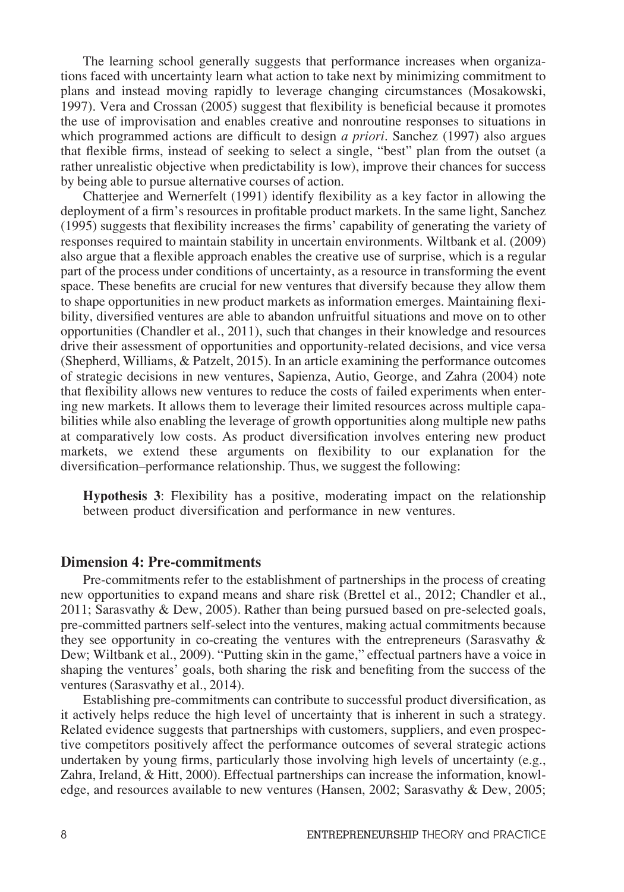The learning school generally suggests that performance increases when organizations faced with uncertainty learn what action to take next by minimizing commitment to plans and instead moving rapidly to leverage changing circumstances (Mosakowski, 1997). Vera and Crossan (2005) suggest that flexibility is beneficial because it promotes the use of improvisation and enables creative and nonroutine responses to situations in which programmed actions are difficult to design *a priori*. Sanchez (1997) also argues that flexible firms, instead of seeking to select a single, "best" plan from the outset (a rather unrealistic objective when predictability is low), improve their chances for success by being able to pursue alternative courses of action.

Chatterjee and Wernerfelt (1991) identify flexibility as a key factor in allowing the deployment of a firm's resources in profitable product markets. In the same light, Sanchez (1995) suggests that flexibility increases the firms' capability of generating the variety of responses required to maintain stability in uncertain environments. Wiltbank et al. (2009) also argue that a flexible approach enables the creative use of surprise, which is a regular part of the process under conditions of uncertainty, as a resource in transforming the event space. These benefits are crucial for new ventures that diversify because they allow them to shape opportunities in new product markets as information emerges. Maintaining flexibility, diversified ventures are able to abandon unfruitful situations and move on to other opportunities (Chandler et al., 2011), such that changes in their knowledge and resources drive their assessment of opportunities and opportunity-related decisions, and vice versa (Shepherd, Williams, & Patzelt, 2015). In an article examining the performance outcomes of strategic decisions in new ventures, Sapienza, Autio, George, and Zahra (2004) note that flexibility allows new ventures to reduce the costs of failed experiments when entering new markets. It allows them to leverage their limited resources across multiple capabilities while also enabling the leverage of growth opportunities along multiple new paths at comparatively low costs. As product diversification involves entering new product markets, we extend these arguments on flexibility to our explanation for the diversification–performance relationship. Thus, we suggest the following:

**Hypothesis 3**: Flexibility has a positive, moderating impact on the relationship between product diversification and performance in new ventures.

## Dimension 4: Pre-commitments

Pre-commitments refer to the establishment of partnerships in the process of creating new opportunities to expand means and share risk (Brettel et al., 2012; Chandler et al., 2011; Sarasvathy & Dew, 2005). Rather than being pursued based on pre-selected goals, pre-committed partners self-select into the ventures, making actual commitments because they see opportunity in co-creating the ventures with the entrepreneurs (Sarasvathy & Dew; Wiltbank et al., 2009). "Putting skin in the game," effectual partners have a voice in shaping the ventures' goals, both sharing the risk and benefiting from the success of the ventures (Sarasvathy et al., 2014).

Establishing pre-commitments can contribute to successful product diversification, as it actively helps reduce the high level of uncertainty that is inherent in such a strategy. Related evidence suggests that partnerships with customers, suppliers, and even prospective competitors positively affect the performance outcomes of several strategic actions undertaken by young firms, particularly those involving high levels of uncertainty (e.g., Zahra, Ireland, & Hitt, 2000). Effectual partnerships can increase the information, knowledge, and resources available to new ventures (Hansen, 2002; Sarasvathy & Dew, 2005;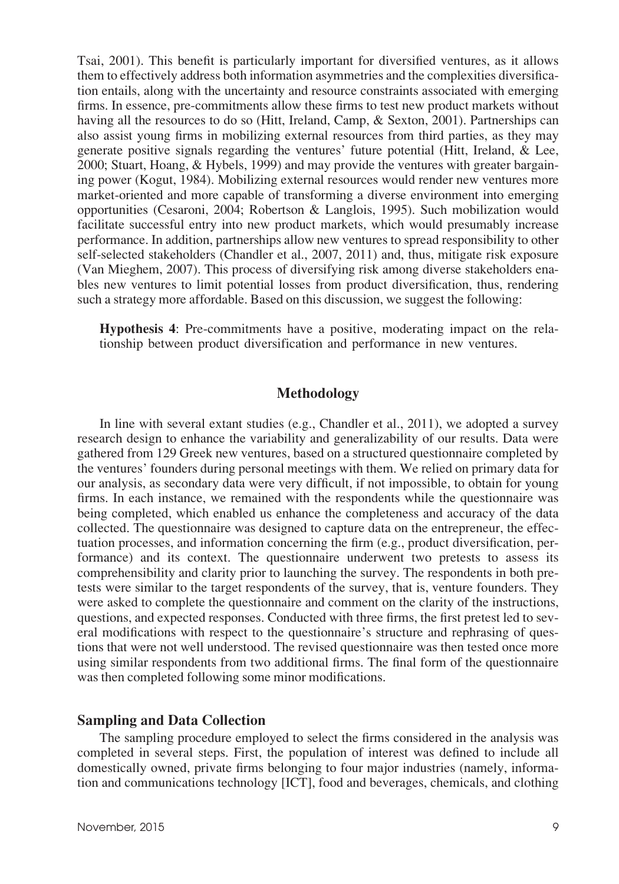Tsai, 2001). This benefit is particularly important for diversified ventures, as it allows them to effectively address both information asymmetries and the complexities diversification entails, along with the uncertainty and resource constraints associated with emerging firms. In essence, pre-commitments allow these firms to test new product markets without having all the resources to do so (Hitt, Ireland, Camp, & Sexton, 2001). Partnerships can also assist young firms in mobilizing external resources from third parties, as they may generate positive signals regarding the ventures' future potential (Hitt, Ireland, & Lee, 2000; Stuart, Hoang, & Hybels, 1999) and may provide the ventures with greater bargaining power (Kogut, 1984). Mobilizing external resources would render new ventures more market-oriented and more capable of transforming a diverse environment into emerging opportunities (Cesaroni, 2004; Robertson & Langlois, 1995). Such mobilization would facilitate successful entry into new product markets, which would presumably increase performance. In addition, partnerships allow new ventures to spread responsibility to other self-selected stakeholders (Chandler et al., 2007, 2011) and, thus, mitigate risk exposure (Van Mieghem, 2007). This process of diversifying risk among diverse stakeholders enables new ventures to limit potential losses from product diversification, thus, rendering such a strategy more affordable. Based on this discussion, we suggest the following:

**Hypothesis 4**: Pre-commitments have a positive, moderating impact on the relationship between product diversification and performance in new ventures.

## Methodology

In line with several extant studies (e.g., Chandler et al., 2011), we adopted a survey research design to enhance the variability and generalizability of our results. Data were gathered from 129 Greek new ventures, based on a structured questionnaire completed by the ventures' founders during personal meetings with them. We relied on primary data for our analysis, as secondary data were very difficult, if not impossible, to obtain for young firms. In each instance, we remained with the respondents while the questionnaire was being completed, which enabled us enhance the completeness and accuracy of the data collected. The questionnaire was designed to capture data on the entrepreneur, the effectuation processes, and information concerning the firm (e.g., product diversification, performance) and its context. The questionnaire underwent two pretests to assess its comprehensibility and clarity prior to launching the survey. The respondents in both pretests were similar to the target respondents of the survey, that is, venture founders. They were asked to complete the questionnaire and comment on the clarity of the instructions, questions, and expected responses. Conducted with three firms, the first pretest led to several modifications with respect to the questionnaire's structure and rephrasing of questions that were not well understood. The revised questionnaire was then tested once more using similar respondents from two additional firms. The final form of the questionnaire was then completed following some minor modifications.

### Sampling and Data Collection

The sampling procedure employed to select the firms considered in the analysis was completed in several steps. First, the population of interest was defined to include all domestically owned, private firms belonging to four major industries (namely, information and communications technology [ICT], food and beverages, chemicals, and clothing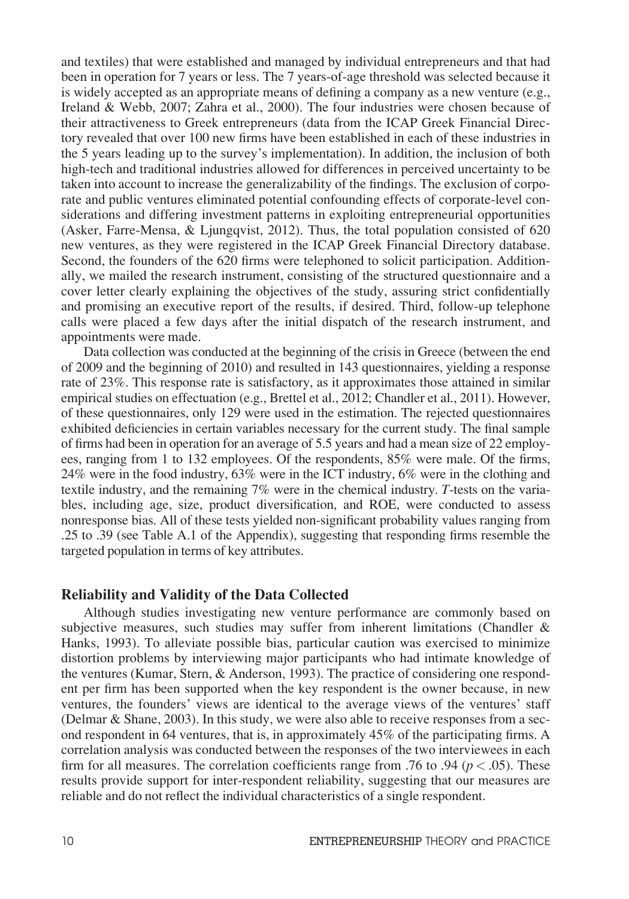and textiles) that were established and managed by individual entrepreneurs and that had been in operation for 7 years or less. The 7 years-of-age threshold was selected because it is widely accepted as an appropriate means of defining a company as a new venture (e.g., Ireland & Webb, 2007; Zahra et al., 2000). The four industries were chosen because of their attractiveness to Greek entrepreneurs (data from the ICAP Greek Financial Directory revealed that over 100 new firms have been established in each of these industries in the 5 years leading up to the survey's implementation). In addition, the inclusion of both high-tech and traditional industries allowed for differences in perceived uncertainty to be taken into account to increase the generalizability of the findings. The exclusion of corporate and public ventures eliminated potential confounding effects of corporate-level considerations and differing investment patterns in exploiting entrepreneurial opportunities (Asker, Farre-Mensa, & Ljungqvist, 2012). Thus, the total population consisted of 620 new ventures, as they were registered in the ICAP Greek Financial Directory database. Second, the founders of the 620 firms were telephoned to solicit participation. Additionally, we mailed the research instrument, consisting of the structured questionnaire and a cover letter clearly explaining the objectives of the study, assuring strict confidentially and promising an executive report of the results, if desired. Third, follow-up telephone calls were placed a few days after the initial dispatch of the research instrument, and appointments were made.

Data collection was conducted at the beginning of the crisis in Greece (between the end of 2009 and the beginning of 2010) and resulted in 143 questionnaires, yielding a response rate of 23%. This response rate is satisfactory, as it approximates those attained in similar empirical studies on effectuation (e.g., Brettel et al., 2012; Chandler et al., 2011). However, of these questionnaires, only 129 were used in the estimation. The rejected questionnaires exhibited deficiencies in certain variables necessary for the current study. The final sample of firms had been in operation for an average of 5.5 years and had a mean size of 22 employees, ranging from 1 to 132 employees. Of the respondents, 85% were male. Of the firms, 24% were in the food industry, 63% were in the ICT industry, 6% were in the clothing and textile industry, and the remaining 7% were in the chemical industry. *T*-tests on the variables, including age, size, product diversification, and ROE, were conducted to assess nonresponse bias. All of these tests yielded non-significant probability values ranging from .25 to .39 (see Table A.1 of the Appendix), suggesting that responding firms resemble the targeted population in terms of key attributes.

## Reliability and Validity of the Data Collected

Although studies investigating new venture performance are commonly based on subjective measures, such studies may suffer from inherent limitations (Chandler & Hanks, 1993). To alleviate possible bias, particular caution was exercised to minimize distortion problems by interviewing major participants who had intimate knowledge of the ventures (Kumar, Stern, & Anderson, 1993). The practice of considering one respondent per firm has been supported when the key respondent is the owner because, in new ventures, the founders' views are identical to the average views of the ventures' staff (Delmar & Shane, 2003). In this study, we were also able to receive responses from a second respondent in 64 ventures, that is, in approximately 45% of the participating firms. A correlation analysis was conducted between the responses of the two interviewees in each firm for all measures. The correlation coefficients range from .76 to .94 ($p < .05$). These results provide support for inter-respondent reliability, suggesting that our measures are reliable and do not reflect the individual characteristics of a single respondent.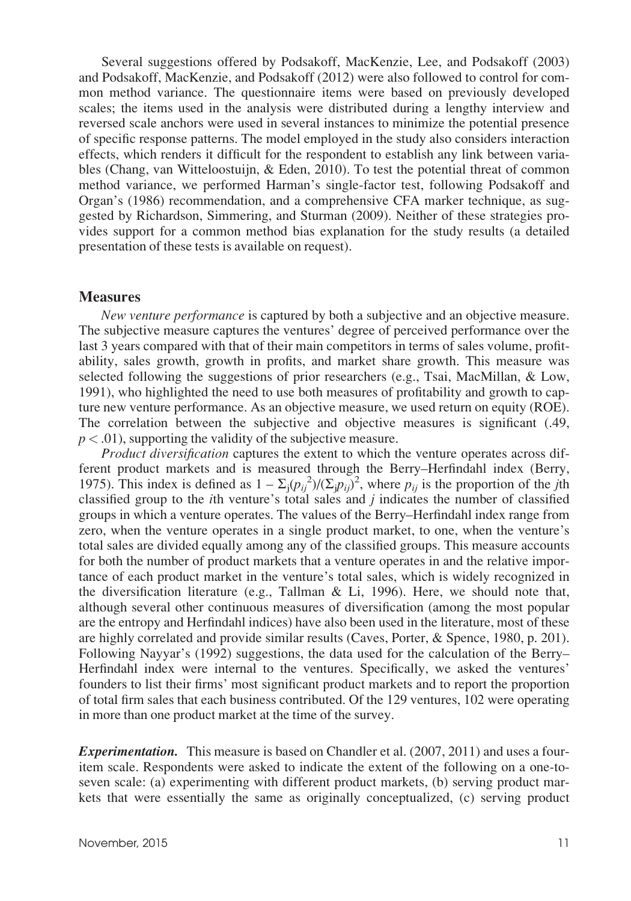Several suggestions offered by Podsakoff, MacKenzie, Lee, and Podsakoff (2003) and Podsakoff, MacKenzie, and Podsakoff (2012) were also followed to control for common method variance. The questionnaire items were based on previously developed scales; the items used in the analysis were distributed during a lengthy interview and reversed scale anchors were used in several instances to minimize the potential presence of specific response patterns. The model employed in the study also considers interaction effects, which renders it difficult for the respondent to establish any link between variables (Chang, van Witteloostuijn, & Eden, 2010). To test the potential threat of common method variance, we performed Harman's single-factor test, following Podsakoff and Organ's (1986) recommendation, and a comprehensive CFA marker technique, as suggested by Richardson, Simmering, and Sturman (2009). Neither of these strategies provides support for a common method bias explanation for the study results (a detailed presentation of these tests is available on request).

## Measures

*New venture performance* is captured by both a subjective and an objective measure. The subjective measure captures the ventures' degree of perceived performance over the last 3 years compared with that of their main competitors in terms of sales volume, profitability, sales growth, growth in profits, and market share growth. This measure was selected following the suggestions of prior researchers (e.g., Tsai, MacMillan, & Low, 1991), who highlighted the need to use both measures of profitability and growth to capture new venture performance. As an objective measure, we used return on equity (ROE). The correlation between the subjective and objective measures is significant (.49, $p < .01$), supporting the validity of the subjective measure.

*Product diversification* captures the extent to which the venture operates across different product markets and is measured through the Berry–Herfindahl index (Berry, 1975). This index is defined as $1 - \Sigma_j(p_{ij}^2)/(\Sigma_j p_{ij})^2$, where $p_{ij}$ is the proportion of the $j$th classified group to the $i$th venture's total sales and $j$ indicates the number of classified groups in which a venture operates. The values of the Berry–Herfindahl index range from zero, when the venture operates in a single product market, to one, when the venture's total sales are divided equally among any of the classified groups. This measure accounts for both the number of product markets that a venture operates in and the relative importance of each product market in the venture's total sales, which is widely recognized in the diversification literature (e.g., Tallman & Li, 1996). Here, we should note that, although several other continuous measures of diversification (among the most popular are the entropy and Herfindahl indices) have also been used in the literature, most of these are highly correlated and provide similar results (Caves, Porter, & Spence, 1980, p. 201). Following Nayyar's (1992) suggestions, the data used for the calculation of the Berry–Herfindahl index were internal to the ventures. Specifically, we asked the ventures' founders to list their firms' most significant product markets and to report the proportion of total firm sales that each business contributed. Of the 129 ventures, 102 were operating in more than one product market at the time of the survey.

***Experimentation.*** This measure is based on Chandler et al. (2007, 2011) and uses a four-item scale. Respondents were asked to indicate the extent of the following on a one-to-seven scale: (a) experimenting with different product markets, (b) serving product markets that were essentially the same as originally conceptualized, (c) serving product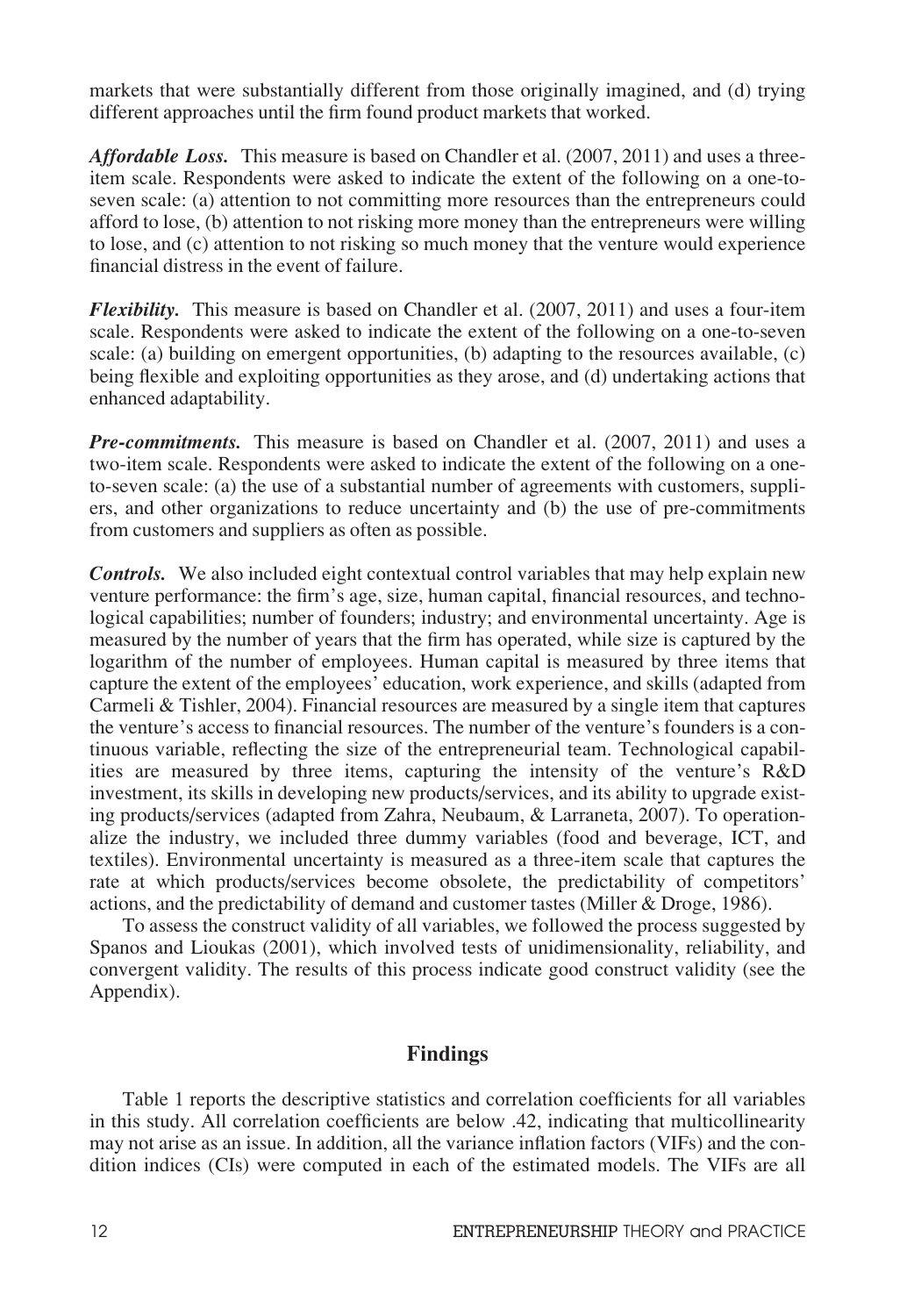markets that were substantially different from those originally imagined, and (d) trying different approaches until the firm found product markets that worked.

***Affordable Loss.*** This measure is based on Chandler et al. (2007, 2011) and uses a three-item scale. Respondents were asked to indicate the extent of the following on a one-to-seven scale: (a) attention to not committing more resources than the entrepreneurs could afford to lose, (b) attention to not risking more money than the entrepreneurs were willing to lose, and (c) attention to not risking so much money that the venture would experience financial distress in the event of failure.

***Flexibility.*** This measure is based on Chandler et al. (2007, 2011) and uses a four-item scale. Respondents were asked to indicate the extent of the following on a one-to-seven scale: (a) building on emergent opportunities, (b) adapting to the resources available, (c) being flexible and exploiting opportunities as they arose, and (d) undertaking actions that enhanced adaptability.

***Pre-commitments.*** This measure is based on Chandler et al. (2007, 2011) and uses a two-item scale. Respondents were asked to indicate the extent of the following on a one-to-seven scale: (a) the use of a substantial number of agreements with customers, suppliers, and other organizations to reduce uncertainty and (b) the use of pre-commitments from customers and suppliers as often as possible.

***Controls.*** We also included eight contextual control variables that may help explain new venture performance: the firm's age, size, human capital, financial resources, and technological capabilities; number of founders; industry; and environmental uncertainty. Age is measured by the number of years that the firm has operated, while size is captured by the logarithm of the number of employees. Human capital is measured by three items that capture the extent of the employees' education, work experience, and skills (adapted from Carmeli & Tishler, 2004). Financial resources are measured by a single item that captures the venture's access to financial resources. The number of the venture's founders is a continuous variable, reflecting the size of the entrepreneurial team. Technological capabilities are measured by three items, capturing the intensity of the venture's R&D investment, its skills in developing new products/services, and its ability to upgrade existing products/services (adapted from Zahra, Neubaum, & Larraneta, 2007). To operationalize the industry, we included three dummy variables (food and beverage, ICT, and textiles). Environmental uncertainty is measured as a three-item scale that captures the rate at which products/services become obsolete, the predictability of competitors' actions, and the predictability of demand and customer tastes (Miller & Droge, 1986).

To assess the construct validity of all variables, we followed the process suggested by Spanos and Lioukas (2001), which involved tests of unidimensionality, reliability, and convergent validity. The results of this process indicate good construct validity (see the Appendix).

## Findings

Table 1 reports the descriptive statistics and correlation coefficients for all variables in this study. All correlation coefficients are below .42, indicating that multicollinearity may not arise as an issue. In addition, all the variance inflation factors (VIFs) and the condition indices (CIs) were computed in each of the estimated models. The VIFs are all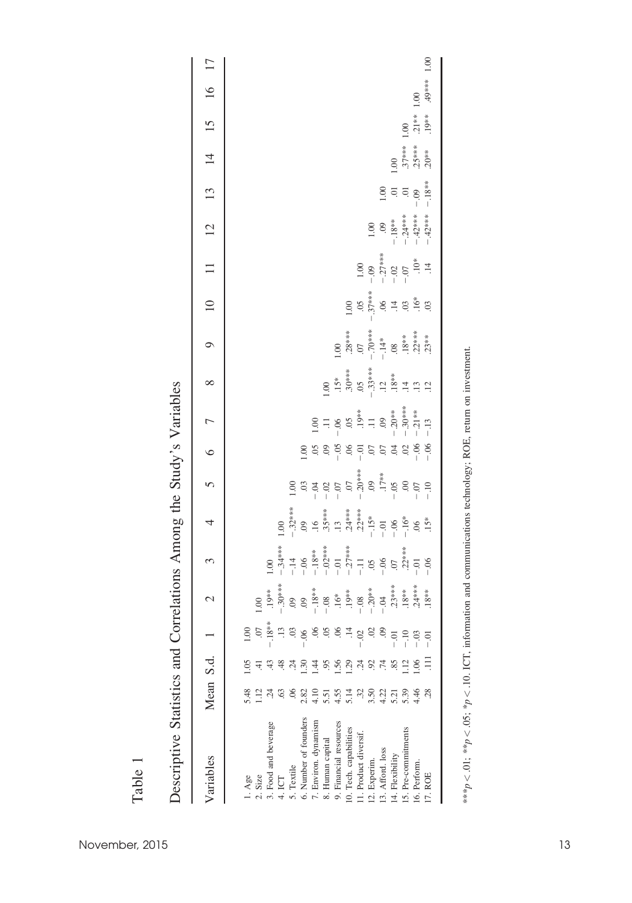Table 1

Descriptive Statistics and Correlations Among the Study's Variables

| Variables | Mean | S.d. | 1 | 2 | 3 | 4 | 5 | 6 | 7 | 8 | 9 | 10 | 11 | 12 | 13 | 14 | 15 | 16 | 17 |
|---|---|---|---|---|---|---|---|---|---|---|---|---|---|---|---|---|---|---|---|
| 1. Age | 5.48 | 1.05 | 1.00 | | | | | | | | | | | | | | | | |
| 2. Size | 1.12 | .41 | .07 | 1.00 | | | | | | | | | | | | | | | |
| 3. Food and beverage | .24 | .43 | −.18** | .19** | 1.00 | | | | | | | | | | | | | | |
| 4. ICT | .63 | .48 | .13 | −.30*** | −.34*** | 1.00 | | | | | | | | | | | | | |
| 5. Textile | .06 | .24 | .03 | .09 | −.14 | −.32*** | 1.00 | | | | | | | | | | | | |
| 6. Number of founders | 2.82 | 1.30 | −.06 | .09 | −.06 | .09 | .03 | 1.00 | | | | | | | | | | | |
| 7. Environ. dynamism | 4.10 | 1.44 | .06 | −.18** | −.18** | .16 | −.04 | .05 | 1.00 | | | | | | | | | | |
| 8. Human capital | 5.51 | .95 | .05 | −.08 | −.02*** | .35*** | −.02 | .09 | .11 | 1.00 | | | | | | | | | |
| 9. Financial resources | 4.55 | 1.56 | .06 | .16* | −.01 | .13 | −.07 | −.05 | −.06 | .15* | 1.00 | | | | | | | | |
| 10. Tech. capabilities | 5.14 | 1.29 | .14 | .19** | −.27*** | .24*** | .07 | .06 | .05 | .30*** | .28*** | 1.00 | | | | | | | |
| 11. Product diversif. | .32 | .24 | −.02 | −.08 | −.11 | .22*** | −.20*** | −.01 | .19** | .05 | .07 | .05 | 1.00 | | | | | | |
| 12. Experim. | 3.50 | .92 | .02 | −.20** | .05 | −.15* | .09 | .07 | .11 | −.33*** | −.70*** | −.37*** | −.09 | 1.00 | | | | | |
| 13. Afford. loss | 4.22 | .74 | .09 | −.04 | −.06 | −.01 | .17** | .07 | .09 | .12 | −.14* | .06 | −.27*** | .09 | 1.00 | | | | |
| 14. Flexibility | 5.21 | .85 | −.01 | .23*** | .07 | −.06 | −.05 | .04 | −.20** | .18** | .08 | .14 | −.02 | −.18** | .01 | 1.00 | | | |
| 15. Pre-commitments | 5.39 | 1.12 | −.10 | .18** | .22*** | −.16* | .00 | .02 | −.30*** | .14 | .18** | .03 | −.07 | −.24*** | .01 | .37*** | 1.00 | | |
| 16. Perform. | 4.46 | 1.06 | −.03 | .24*** | −.01 | .06 | −.07 | −.06 | −.21** | .13 | .22*** | .16* | .10* | −.42*** | −.09 | .25*** | .21** | 1.00 | |
| 17. ROE | .28 | .111 | −.01 | .18** | −.06 | .15* | −.10 | −.06 | −.13 | .12 | .23** | .03 | .14 | −.42*** | −.18** | .20** | .19** | .49*** | 1.00 |

***$p < .01$; **$p < .05$; *$p < .10$. ICT, information and communications technology; ROE, return on investment.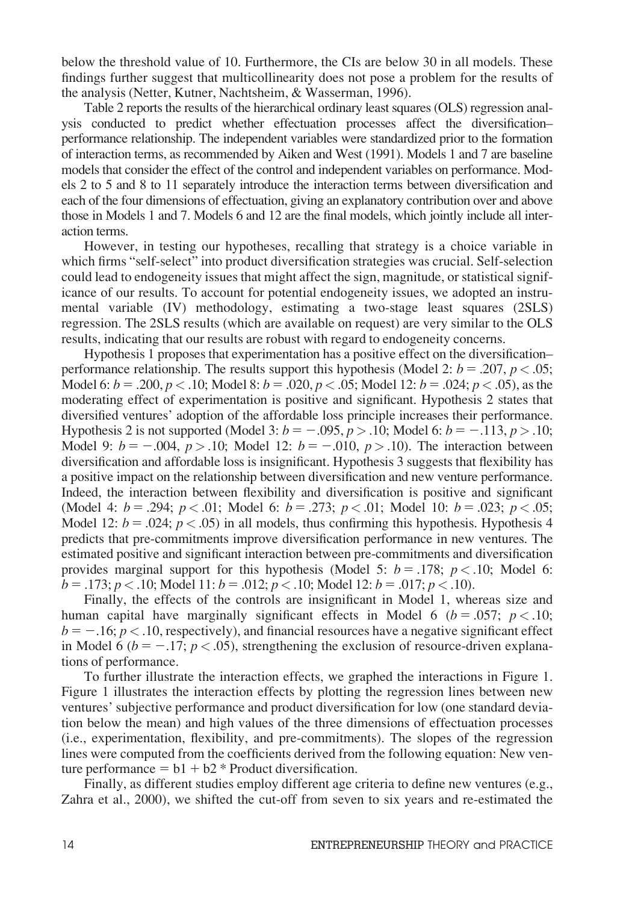below the threshold value of 10. Furthermore, the CIs are below 30 in all models. These findings further suggest that multicollinearity does not pose a problem for the results of the analysis (Netter, Kutner, Nachtsheim, & Wasserman, 1996).

Table 2 reports the results of the hierarchical ordinary least squares (OLS) regression analysis conducted to predict whether effectuation processes affect the diversification–performance relationship. The independent variables were standardized prior to the formation of interaction terms, as recommended by Aiken and West (1991). Models 1 and 7 are baseline models that consider the effect of the control and independent variables on performance. Models 2 to 5 and 8 to 11 separately introduce the interaction terms between diversification and each of the four dimensions of effectuation, giving an explanatory contribution over and above those in Models 1 and 7. Models 6 and 12 are the final models, which jointly include all interaction terms.

However, in testing our hypotheses, recalling that strategy is a choice variable in which firms "self-select" into product diversification strategies was crucial. Self-selection could lead to endogeneity issues that might affect the sign, magnitude, or statistical significance of our results. To account for potential endogeneity issues, we adopted an instrumental variable (IV) methodology, estimating a two-stage least squares (2SLS) regression. The 2SLS results (which are available on request) are very similar to the OLS results, indicating that our results are robust with regard to endogeneity concerns.

Hypothesis 1 proposes that experimentation has a positive effect on the diversification–performance relationship. The results support this hypothesis (Model 2: $b = .207$, $p < .05$; Model 6: $b = .200$, $p < .10$; Model 8: $b = .020$, $p < .05$; Model 12: $b = .024$; $p < .05$), as the moderating effect of experimentation is positive and significant. Hypothesis 2 states that diversified ventures' adoption of the affordable loss principle increases their performance. Hypothesis 2 is not supported (Model 3: $b = -.095$, $p > .10$; Model 6: $b = -.113$, $p > .10$; Model 9: $b = -.004$, $p > .10$; Model 12: $b = -.010$, $p > .10$). The interaction between diversification and affordable loss is insignificant. Hypothesis 3 suggests that flexibility has a positive impact on the relationship between diversification and new venture performance. Indeed, the interaction between flexibility and diversification is positive and significant (Model 4: $b = .294$; $p < .01$; Model 6: $b = .273$; $p < .01$; Model 10: $b = .023$; $p < .05$; Model 12: $b = .024$; $p < .05$) in all models, thus confirming this hypothesis. Hypothesis 4 predicts that pre-commitments improve diversification performance in new ventures. The estimated positive and significant interaction between pre-commitments and diversification provides marginal support for this hypothesis (Model 5: $b = .178$; $p < .10$; Model 6: $b = .173$; $p < .10$; Model 11: $b = .012$; $p < .10$; Model 12: $b = .017$; $p < .10$).

Finally, the effects of the controls are insignificant in Model 1, whereas size and human capital have marginally significant effects in Model 6 ($b = .057$; $p < .10$; $b = -.16$; $p < .10$, respectively), and financial resources have a negative significant effect in Model 6 ($b = -.17$; $p < .05$), strengthening the exclusion of resource-driven explanations of performance.

To further illustrate the interaction effects, we graphed the interactions in Figure 1. Figure 1 illustrates the interaction effects by plotting the regression lines between new ventures' subjective performance and product diversification for low (one standard deviation below the mean) and high values of the three dimensions of effectuation processes (i.e., experimentation, flexibility, and pre-commitments). The slopes of the regression lines were computed from the coefficients derived from the following equation: New venture performance $= b1 + b2 *$ Product diversification.

Finally, as different studies employ different age criteria to define new ventures (e.g., Zahra et al., 2000), we shifted the cut-off from seven to six years and re-estimated the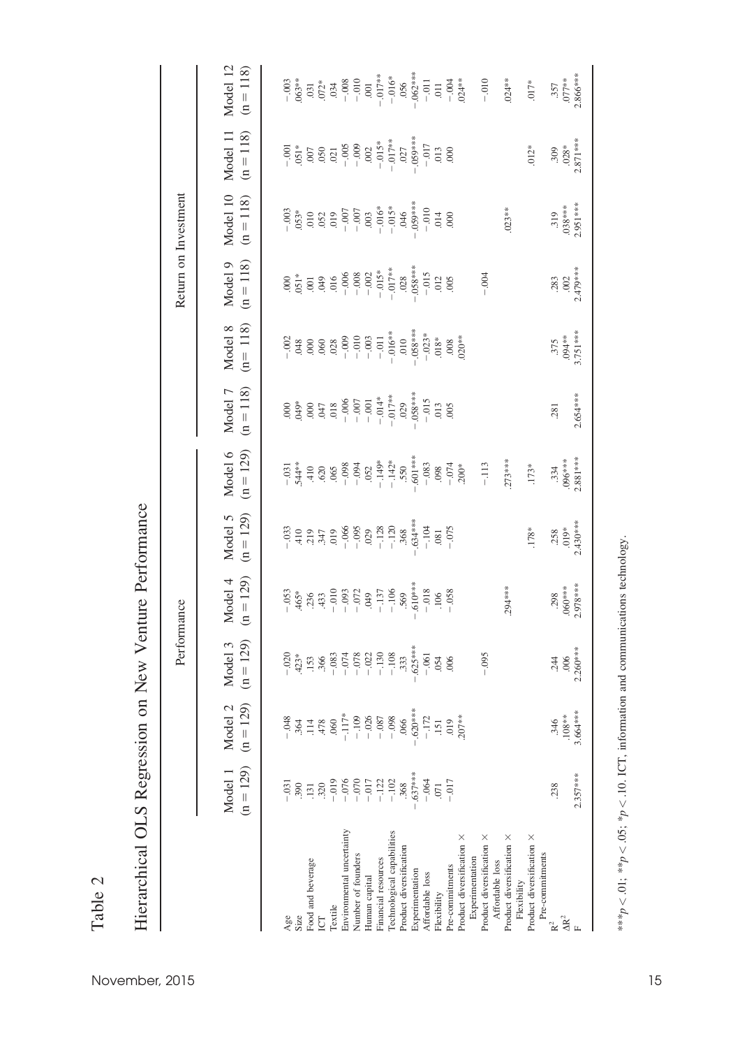Table 2

Hierarchical OLS Regression on New Venture Performance

| | Performance | | | | | | Return on Investment | | | | | |
|---|---|---|---|---|---|---|---|---|---|---|---|---|
| | Model 1 (n = 129) | Model 2 (n = 129) | Model 3 (n = 129) | Model 4 (n = 129) | Model 5 (n = 129) | Model 6 (n = 129) | Model 7 (n = 118) | Model 8 (n= 118) | Model 9 (n = 118) | Model 10 (n = 118) | Model 11 (n = 118) | Model 12 (n = 118) |
| Age | −.031 | −.048 | −.020 | −.053 | −.033 | −.031 | .000 | −.002 | .000 | −.003 | −.001 | −.003 |
| Size | .390 | .364 | .423* | .465* | .410 | .544** | .049* | .048 | .051* | .053* | .051* | .063** |
| Food and beverage | .131 | .114 | .153 | .236 | .219 | .410 | .000 | .000 | .001 | .010 | .007 | .031 |
| ICT | .320 | .478 | .366 | .433 | .347 | .620 | .047 | .060 | .049 | .052 | .050 | .072* |
| Textile | −.019 | .060 | −.083 | −.010 | .019 | .065 | .018 | .028 | .016 | .019 | .021 | .034 |
| Environmental uncertainty | −.076 | −.117* | −.074 | −.093 | −.066 | −.098 | −.006 | −.009 | −.006 | −.007 | −.005 | −.008 |
| Number of founders | −.070 | −.109 | −.078 | −.072 | −.095 | −.094 | −.007 | −.010 | −.008 | −.007 | −.009 | −.010 |
| Human capital | −.017 | −.026 | −.022 | .049 | .029 | .052 | −.001 | −.003 | −.002 | .003 | .002 | .001 |
| Financial resources | −.122 | −.087 | −.130 | −.137 | −.128 | −.149* | −.014* | −.011 | −.015* | −.016* | −.015* | −.017** |
| Technological capabilities | −.102 | −.098 | −.108 | −.106 | −.120 | −.142* | −.017** | −.016** | −.017** | −.015* | −.017** | −.016* |
| Product diversification | .368 | .066 | .333 | .569 | .368 | .550 | .029 | .010 | .028 | .046 | .027 | .056 |
| Experimentation | −.637*** | −.620*** | −.625*** | −.610*** | −.634*** | −.601*** | −.058*** | −.058*** | −.058*** | −.059*** | −.059*** | −.062*** |
| Affordable loss | −.064 | −.172 | −.061 | −.018 | −.104 | −.083 | −.015 | −.023* | −.015 | −.010 | −.017 | −.011 |
| Flexibility | .071 | .151 | .054 | .106 | .081 | .098 | .013 | .018* | .012 | .014 | .013 | .011 |
| Pre-commitments | −.017 | .019 | .006 | −.058 | −.075 | −.074 | .005 | .008 | .005 | .000 | .000 | −.004 |
| Product diversification × Experimentation | | .207** | | | | .200* | | .020** | | | | .024** |
| Product diversification × Affordable loss | | | −.095 | | | −.113 | | | −.004 | | | −.010 |
| Product diversification × Flexibility | | | | .294*** | | .273*** | | | | .023** | | .024** |
| Product diversification × Pre-commitments | | | | | .178* | .173* | | | | | .012* | .017* |
| $R^2$ | .238 | .346 | .244 | .298 | .258 | .334 | .281 | .375 | .283 | .319 | .309 | .357 |
| $\Delta R^2$ | | .108** | .006 | .060*** | .019* | .096*** | | .094** | .002 | .038*** | .028* | .077** |
| F | 2.357*** | 3.664*** | 2.260*** | 2.978*** | 2.430*** | 2.881*** | 2.654*** | 3.751*** | 2.479*** | 2.951*** | 2.871*** | 2.866*** |

***$p < .01$; **$p < .05$; *$p < .10$. ICT, information and communications technology.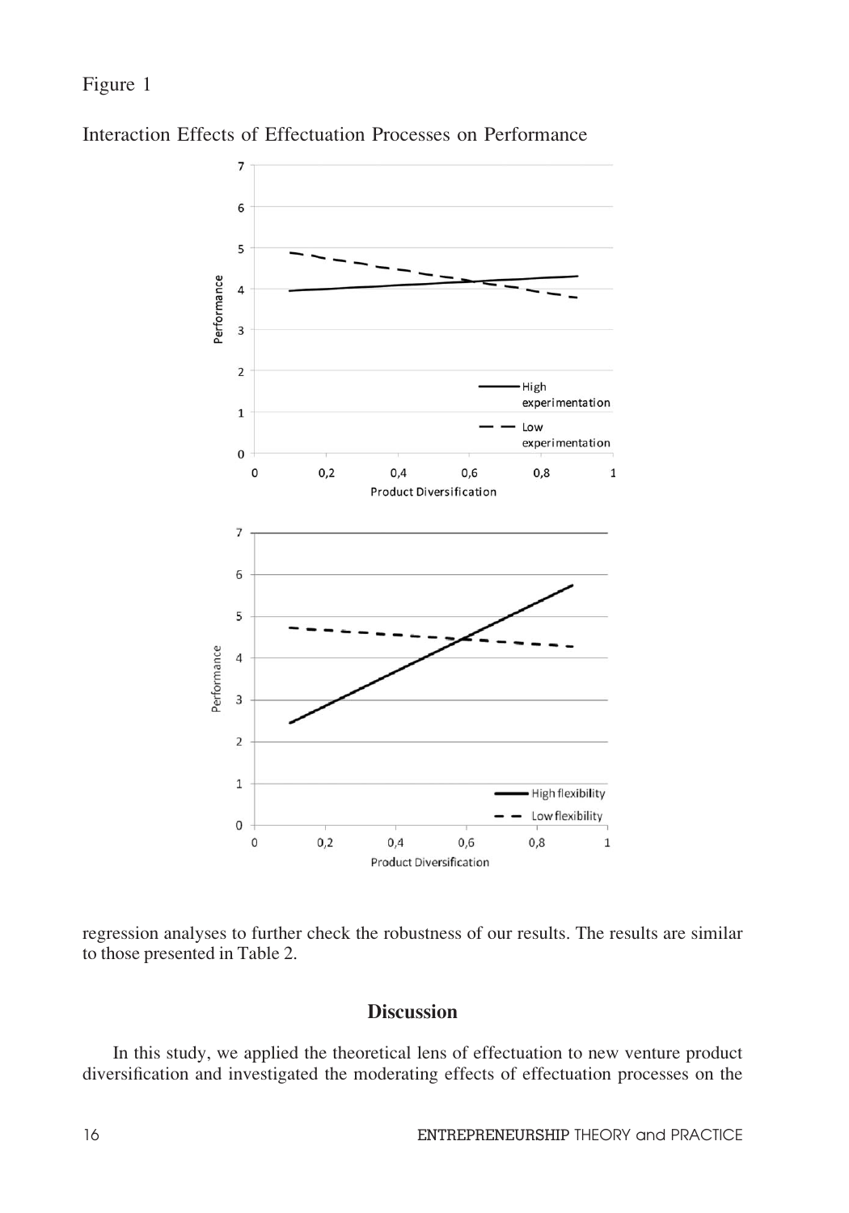Figure 1

Interaction Effects of Effectuation Processes on Performance

regression analyses to further check the robustness of our results. The results are similar to those presented in Table 2.

## Discussion

In this study, we applied the theoretical lens of effectuation to new venture product diversification and investigated the moderating effects of effectuation processes on the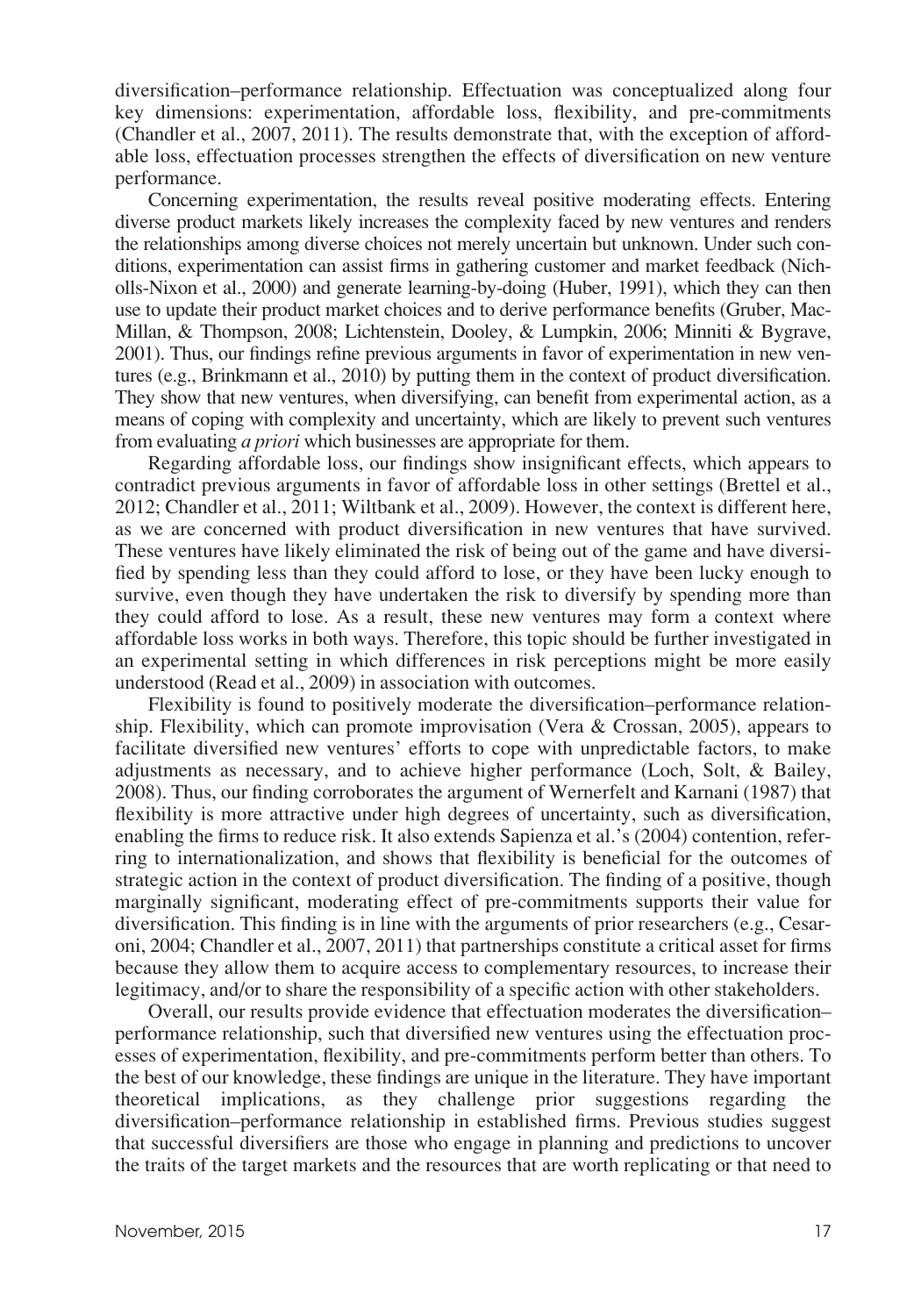diversification–performance relationship. Effectuation was conceptualized along four key dimensions: experimentation, affordable loss, flexibility, and pre-commitments (Chandler et al., 2007, 2011). The results demonstrate that, with the exception of affordable loss, effectuation processes strengthen the effects of diversification on new venture performance.

Concerning experimentation, the results reveal positive moderating effects. Entering diverse product markets likely increases the complexity faced by new ventures and renders the relationships among diverse choices not merely uncertain but unknown. Under such conditions, experimentation can assist firms in gathering customer and market feedback (Nicholls-Nixon et al., 2000) and generate learning-by-doing (Huber, 1991), which they can then use to update their product market choices and to derive performance benefits (Gruber, MacMillan, & Thompson, 2008; Lichtenstein, Dooley, & Lumpkin, 2006; Minniti & Bygrave, 2001). Thus, our findings refine previous arguments in favor of experimentation in new ventures (e.g., Brinkmann et al., 2010) by putting them in the context of product diversification. They show that new ventures, when diversifying, can benefit from experimental action, as a means of coping with complexity and uncertainty, which are likely to prevent such ventures from evaluating *a priori* which businesses are appropriate for them.

Regarding affordable loss, our findings show insignificant effects, which appears to contradict previous arguments in favor of affordable loss in other settings (Brettel et al., 2012; Chandler et al., 2011; Wiltbank et al., 2009). However, the context is different here, as we are concerned with product diversification in new ventures that have survived. These ventures have likely eliminated the risk of being out of the game and have diversified by spending less than they could afford to lose, or they have been lucky enough to survive, even though they have undertaken the risk to diversify by spending more than they could afford to lose. As a result, these new ventures may form a context where affordable loss works in both ways. Therefore, this topic should be further investigated in an experimental setting in which differences in risk perceptions might be more easily understood (Read et al., 2009) in association with outcomes.

Flexibility is found to positively moderate the diversification–performance relationship. Flexibility, which can promote improvisation (Vera & Crossan, 2005), appears to facilitate diversified new ventures' efforts to cope with unpredictable factors, to make adjustments as necessary, and to achieve higher performance (Loch, Solt, & Bailey, 2008). Thus, our finding corroborates the argument of Wernerfelt and Karnani (1987) that flexibility is more attractive under high degrees of uncertainty, such as diversification, enabling the firms to reduce risk. It also extends Sapienza et al.'s (2004) contention, referring to internationalization, and shows that flexibility is beneficial for the outcomes of strategic action in the context of product diversification. The finding of a positive, though marginally significant, moderating effect of pre-commitments supports their value for diversification. This finding is in line with the arguments of prior researchers (e.g., Cesaroni, 2004; Chandler et al., 2007, 2011) that partnerships constitute a critical asset for firms because they allow them to acquire access to complementary resources, to increase their legitimacy, and/or to share the responsibility of a specific action with other stakeholders.

Overall, our results provide evidence that effectuation moderates the diversification–performance relationship, such that diversified new ventures using the effectuation processes of experimentation, flexibility, and pre-commitments perform better than others. To the best of our knowledge, these findings are unique in the literature. They have important theoretical implications, as they challenge prior suggestions regarding the diversification–performance relationship in established firms. Previous studies suggest that successful diversifiers are those who engage in planning and predictions to uncover the traits of the target markets and the resources that are worth replicating or that need to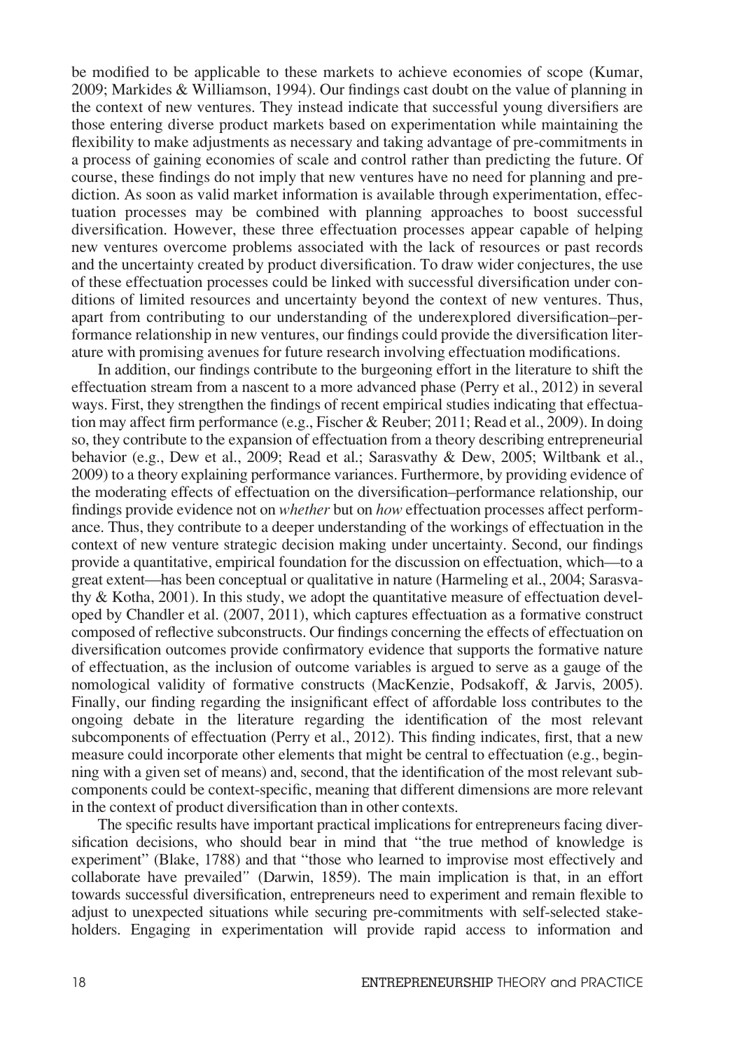be modified to be applicable to these markets to achieve economies of scope (Kumar, 2009; Markides & Williamson, 1994). Our findings cast doubt on the value of planning in the context of new ventures. They instead indicate that successful young diversifiers are those entering diverse product markets based on experimentation while maintaining the flexibility to make adjustments as necessary and taking advantage of pre-commitments in a process of gaining economies of scale and control rather than predicting the future. Of course, these findings do not imply that new ventures have no need for planning and prediction. As soon as valid market information is available through experimentation, effectuation processes may be combined with planning approaches to boost successful diversification. However, these three effectuation processes appear capable of helping new ventures overcome problems associated with the lack of resources or past records and the uncertainty created by product diversification. To draw wider conjectures, the use of these effectuation processes could be linked with successful diversification under conditions of limited resources and uncertainty beyond the context of new ventures. Thus, apart from contributing to our understanding of the underexplored diversification–performance relationship in new ventures, our findings could provide the diversification literature with promising avenues for future research involving effectuation modifications.

In addition, our findings contribute to the burgeoning effort in the literature to shift the effectuation stream from a nascent to a more advanced phase (Perry et al., 2012) in several ways. First, they strengthen the findings of recent empirical studies indicating that effectuation may affect firm performance (e.g., Fischer & Reuber; 2011; Read et al., 2009). In doing so, they contribute to the expansion of effectuation from a theory describing entrepreneurial behavior (e.g., Dew et al., 2009; Read et al.; Sarasvathy & Dew, 2005; Wiltbank et al., 2009) to a theory explaining performance variances. Furthermore, by providing evidence of the moderating effects of effectuation on the diversification–performance relationship, our findings provide evidence not on *whether* but on *how* effectuation processes affect performance. Thus, they contribute to a deeper understanding of the workings of effectuation in the context of new venture strategic decision making under uncertainty. Second, our findings provide a quantitative, empirical foundation for the discussion on effectuation, which—to a great extent—has been conceptual or qualitative in nature (Harmeling et al., 2004; Sarasvathy & Kotha, 2001). In this study, we adopt the quantitative measure of effectuation developed by Chandler et al. (2007, 2011), which captures effectuation as a formative construct composed of reflective subconstructs. Our findings concerning the effects of effectuation on diversification outcomes provide confirmatory evidence that supports the formative nature of effectuation, as the inclusion of outcome variables is argued to serve as a gauge of the nomological validity of formative constructs (MacKenzie, Podsakoff, & Jarvis, 2005). Finally, our finding regarding the insignificant effect of affordable loss contributes to the ongoing debate in the literature regarding the identification of the most relevant subcomponents of effectuation (Perry et al., 2012). This finding indicates, first, that a new measure could incorporate other elements that might be central to effectuation (e.g., beginning with a given set of means) and, second, that the identification of the most relevant subcomponents could be context-specific, meaning that different dimensions are more relevant in the context of product diversification than in other contexts.

The specific results have important practical implications for entrepreneurs facing diversification decisions, who should bear in mind that "the true method of knowledge is experiment" (Blake, 1788) and that "those who learned to improvise most effectively and collaborate have prevailed" (Darwin, 1859). The main implication is that, in an effort towards successful diversification, entrepreneurs need to experiment and remain flexible to adjust to unexpected situations while securing pre-commitments with self-selected stakeholders. Engaging in experimentation will provide rapid access to information and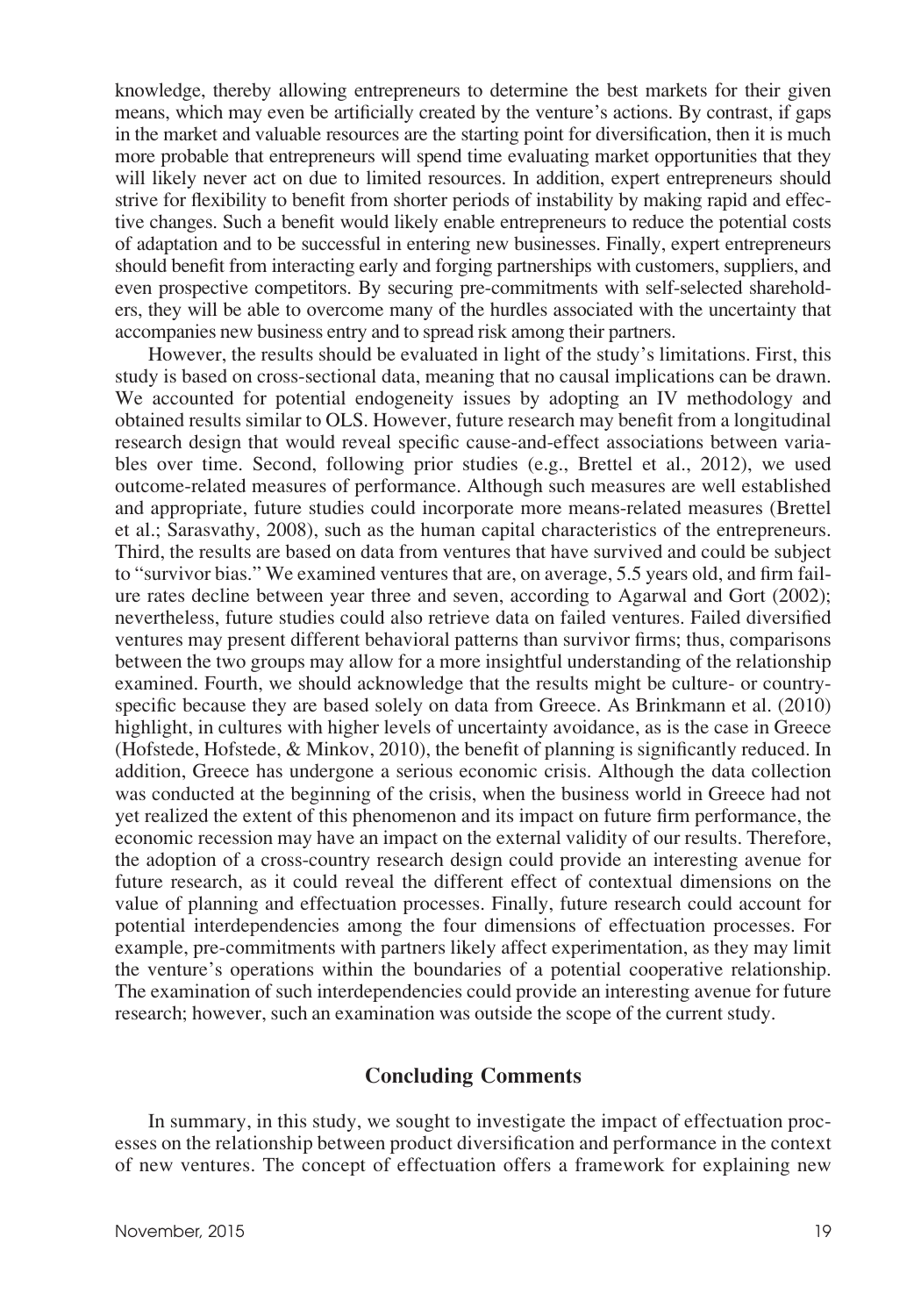knowledge, thereby allowing entrepreneurs to determine the best markets for their given means, which may even be artificially created by the venture's actions. By contrast, if gaps in the market and valuable resources are the starting point for diversification, then it is much more probable that entrepreneurs will spend time evaluating market opportunities that they will likely never act on due to limited resources. In addition, expert entrepreneurs should strive for flexibility to benefit from shorter periods of instability by making rapid and effective changes. Such a benefit would likely enable entrepreneurs to reduce the potential costs of adaptation and to be successful in entering new businesses. Finally, expert entrepreneurs should benefit from interacting early and forging partnerships with customers, suppliers, and even prospective competitors. By securing pre-commitments with self-selected shareholders, they will be able to overcome many of the hurdles associated with the uncertainty that accompanies new business entry and to spread risk among their partners.

However, the results should be evaluated in light of the study's limitations. First, this study is based on cross-sectional data, meaning that no causal implications can be drawn. We accounted for potential endogeneity issues by adopting an IV methodology and obtained results similar to OLS. However, future research may benefit from a longitudinal research design that would reveal specific cause-and-effect associations between variables over time. Second, following prior studies (e.g., Brettel et al., 2012), we used outcome-related measures of performance. Although such measures are well established and appropriate, future studies could incorporate more means-related measures (Brettel et al.; Sarasvathy, 2008), such as the human capital characteristics of the entrepreneurs. Third, the results are based on data from ventures that have survived and could be subject to "survivor bias." We examined ventures that are, on average, 5.5 years old, and firm failure rates decline between year three and seven, according to Agarwal and Gort (2002); nevertheless, future studies could also retrieve data on failed ventures. Failed diversified ventures may present different behavioral patterns than survivor firms; thus, comparisons between the two groups may allow for a more insightful understanding of the relationship examined. Fourth, we should acknowledge that the results might be culture- or country-specific because they are based solely on data from Greece. As Brinkmann et al. (2010) highlight, in cultures with higher levels of uncertainty avoidance, as is the case in Greece (Hofstede, Hofstede, & Minkov, 2010), the benefit of planning is significantly reduced. In addition, Greece has undergone a serious economic crisis. Although the data collection was conducted at the beginning of the crisis, when the business world in Greece had not yet realized the extent of this phenomenon and its impact on future firm performance, the economic recession may have an impact on the external validity of our results. Therefore, the adoption of a cross-country research design could provide an interesting avenue for future research, as it could reveal the different effect of contextual dimensions on the value of planning and effectuation processes. Finally, future research could account for potential interdependencies among the four dimensions of effectuation processes. For example, pre-commitments with partners likely affect experimentation, as they may limit the venture's operations within the boundaries of a potential cooperative relationship. The examination of such interdependencies could provide an interesting avenue for future research; however, such an examination was outside the scope of the current study.

## Concluding Comments

In summary, in this study, we sought to investigate the impact of effectuation processes on the relationship between product diversification and performance in the context of new ventures. The concept of effectuation offers a framework for explaining new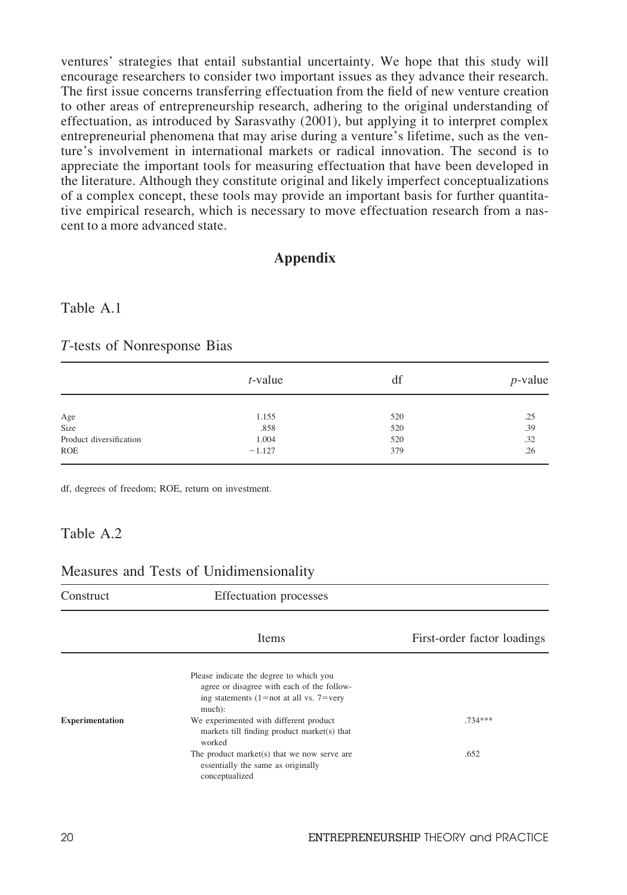ventures' strategies that entail substantial uncertainty. We hope that this study will encourage researchers to consider two important issues as they advance their research. The first issue concerns transferring effectuation from the field of new venture creation to other areas of entrepreneurship research, adhering to the original understanding of effectuation, as introduced by Sarasvathy (2001), but applying it to interpret complex entrepreneurial phenomena that may arise during a venture's lifetime, such as the venture's involvement in international markets or radical innovation. The second is to appreciate the important tools for measuring effectuation that have been developed in the literature. Although they constitute original and likely imperfect conceptualizations of a complex concept, these tools may provide an important basis for further quantitative empirical research, which is necessary to move effectuation research from a nascent to a more advanced state.

## Appendix

### Table A.1

*T*-tests of Nonresponse Bias

| | *t*-value | df | *p*-value |
|---|---|---|---|
| Age | 1.155 | 520 | .25 |
| Size | .858 | 520 | .39 |
| Product diversification | 1.004 | 520 | .32 |
| ROE | −1.127 | 379 | .26 |

df, degrees of freedom; ROE, return on investment.

### Table A.2

Measures and Tests of Unidimensionality

| Construct | Effectuation processes | |
|---|---|---|
| | Items | First-order factor loadings |
| | Please indicate the degree to which you agree or disagree with each of the following statements (1=not at all vs. 7=very much): | |
| **Experimentation** | We experimented with different product markets till finding product market(s) that worked | .734*** |
| | The product market(s) that we now serve are essentially the same as originally conceptualized | .652 |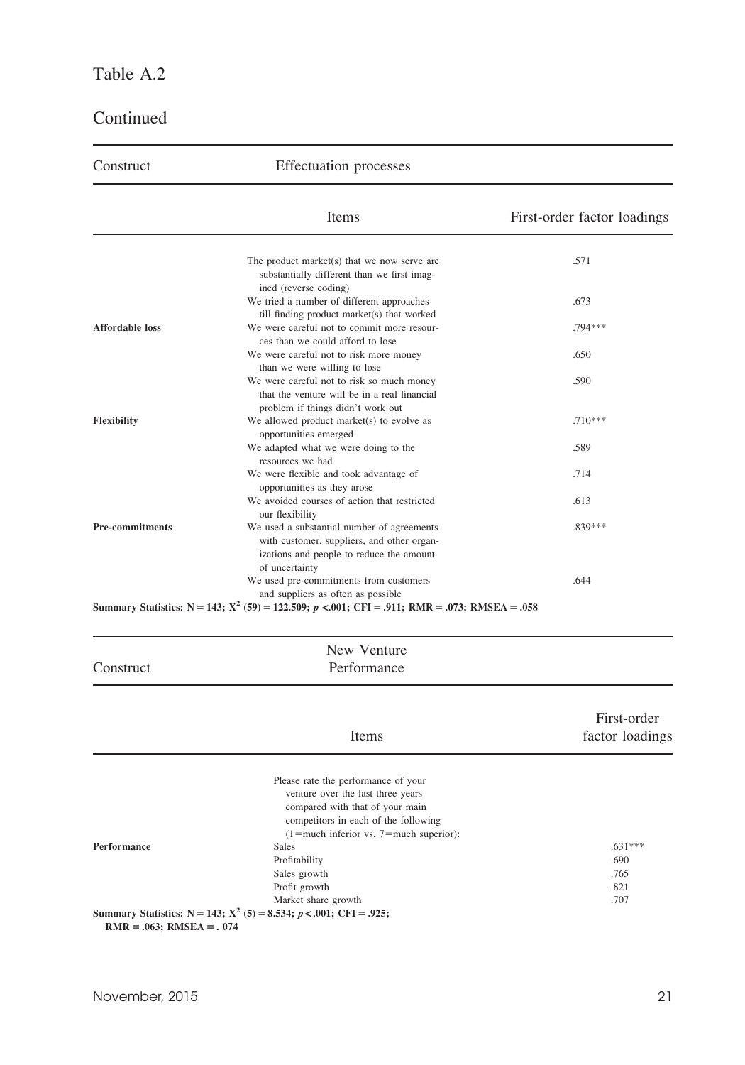Table A.2

Continued

| Construct | Effectuation processes | |
|---|---|---|
| | **Items** | **First-order factor loadings** |
| | The product market(s) that we now serve are substantially different than we first imagined (reverse coding) | .571 |
| | We tried a number of different approaches till finding product market(s) that worked | .673 |
| **Affordable loss** | We were careful not to commit more resources than we could afford to lose | .794*** |
| | We were careful not to risk more money than we were willing to lose | .650 |
| | We were careful not to risk so much money that the venture will be in a real financial problem if things didn't work out | .590 |
| **Flexibility** | We allowed product market(s) to evolve as opportunities emerged | .710*** |
| | We adapted what we were doing to the resources we had | .589 |
| | We were flexible and took advantage of opportunities as they arose | .714 |
| | We avoided courses of action that restricted our flexibility | .613 |
| **Pre-commitments** | We used a substantial number of agreements with customer, suppliers, and other organizations and people to reduce the amount of uncertainty | .839*** |
| | We used pre-commitments from customers and suppliers as often as possible | .644 |

**Summary Statistics: N = 143; $X^2$ (59) = 122.509; $p$ <.001; CFI = .911; RMR = .073; RMSEA = .058**

| Construct | New Venture Performance | |
|---|---|---|
| | **Items** | **First-order factor loadings** |
| | Please rate the performance of your venture over the last three years compared with that of your main competitors in each of the following (1=much inferior vs. 7=much superior): | |
| **Performance** | Sales | .631*** |
| | Profitability | .690 |
| | Sales growth | .765 |
| | Profit growth | .821 |
| | Market share growth | .707 |

**Summary Statistics: N = 143; $X^2$ (5) = 8.534; $p$ < .001; CFI = .925; RMR = .063; RMSEA = . 074**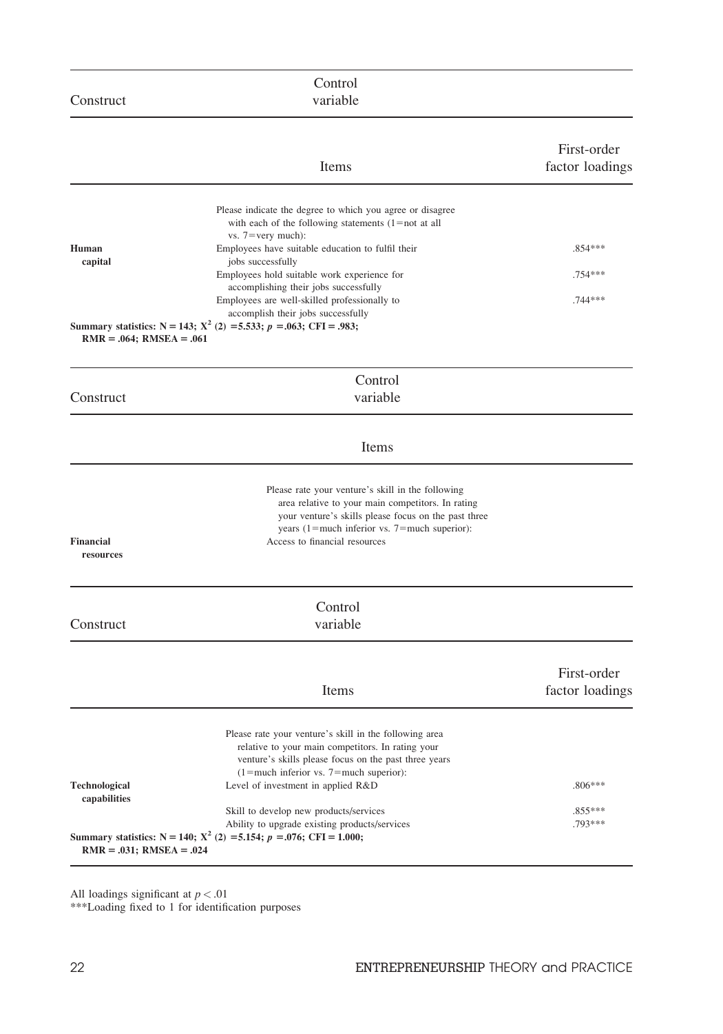| Construct | Control variable | |
|---|---|---|
| | **Items** | **First-order factor loadings** |
| | Please indicate the degree to which you agree or disagree with each of the following statements (1=not at all vs. 7=very much): | |
| **Human capital** | Employees have suitable education to fulfil their jobs successfully | .854*** |
| | Employees hold suitable work experience for accomplishing their jobs successfully | .754*** |
| | Employees are well-skilled professionally to accomplish their jobs successfully | .744*** |
| **Summary statistics: N = 143; $X^2$ (2) =5.533; $p$ =.063; CFI = .983; RMR = .064; RMSEA = .061** | | |

| Construct | Control variable |
|---|---|
| | **Items** |
| | Please rate your venture's skill in the following area relative to your main competitors. In rating your venture's skills please focus on the past three years (1=much inferior vs. 7=much superior): |
| **Financial resources** | Access to financial resources |

| Construct | Control variable | |
|---|---|---|
| | **Items** | **First-order factor loadings** |
| | Please rate your venture's skill in the following area relative to your main competitors. In rating your venture's skills please focus on the past three years (1=much inferior vs. 7=much superior): | |
| **Technological capabilities** | Level of investment in applied R&D | .806*** |
| | Skill to develop new products/services | .855*** |
| | Ability to upgrade existing products/services | .793*** |
| **Summary statistics: N = 140; $X^2$ (2) =5.154; $p$ =.076; CFI = 1.000; RMR = .031; RMSEA = .024** | | |

All loadings significant at $p < .01$

***Loading fixed to 1 for identification purposes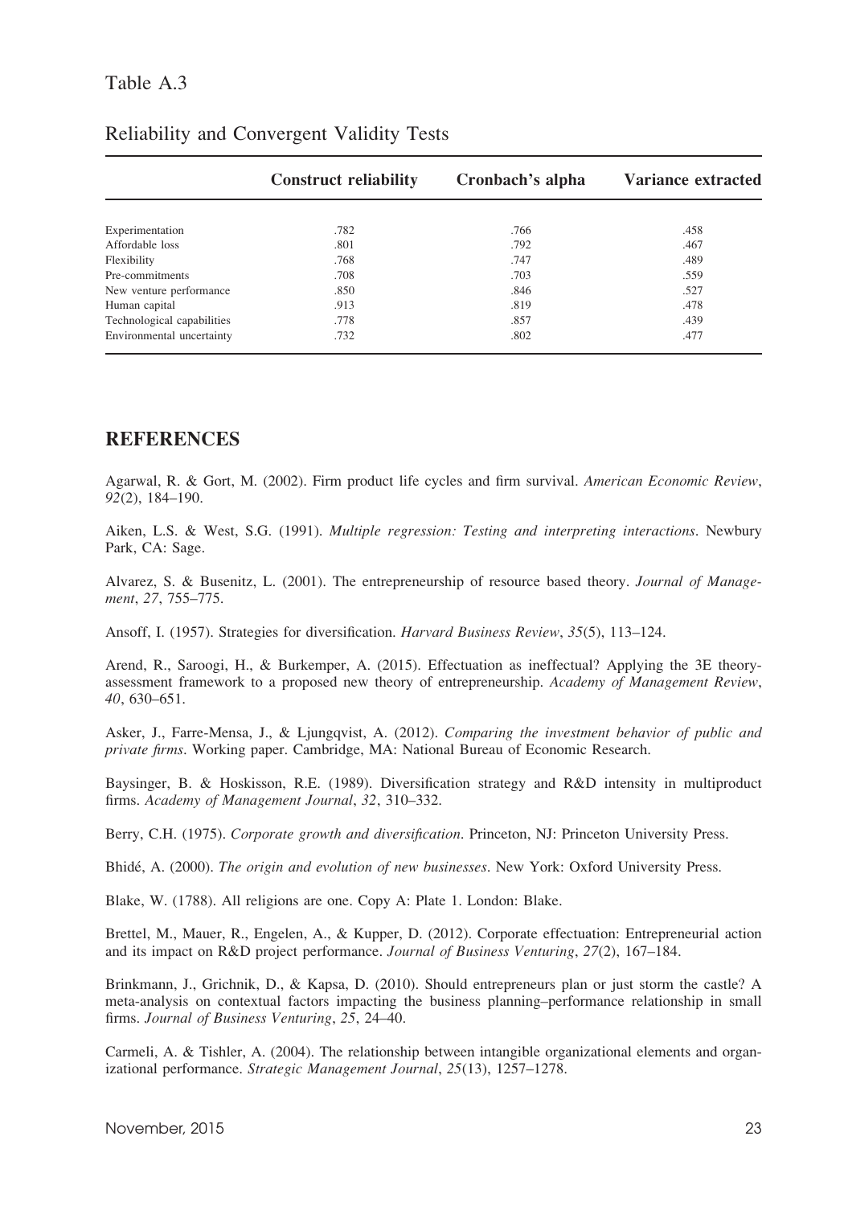Table A.3

Reliability and Convergent Validity Tests

| | Construct reliability | Cronbach's alpha | Variance extracted |
|---|---|---|---|
| Experimentation | .782 | .766 | .458 |
| Affordable loss | .801 | .792 | .467 |
| Flexibility | .768 | .747 | .489 |
| Pre-commitments | .708 | .703 | .559 |
| New venture performance | .850 | .846 | .527 |
| Human capital | .913 | .819 | .478 |
| Technological capabilities | .778 | .857 | .439 |
| Environmental uncertainty | .732 | .802 | .477 |

## REFERENCES

Agarwal, R. & Gort, M. (2002). Firm product life cycles and firm survival. *American Economic Review*, *92*(2), 184–190.

Aiken, L.S. & West, S.G. (1991). *Multiple regression: Testing and interpreting interactions*. Newbury Park, CA: Sage.

Alvarez, S. & Busenitz, L. (2001). The entrepreneurship of resource based theory. *Journal of Management*, *27*, 755–775.

Ansoff, I. (1957). Strategies for diversification. *Harvard Business Review*, *35*(5), 113–124.

Arend, R., Saroogi, H., & Burkemper, A. (2015). Effectuation as ineffectual? Applying the 3E theory-assessment framework to a proposed new theory of entrepreneurship. *Academy of Management Review*, *40*, 630–651.

Asker, J., Farre-Mensa, J., & Ljungqvist, A. (2012). *Comparing the investment behavior of public and private firms*. Working paper. Cambridge, MA: National Bureau of Economic Research.

Baysinger, B. & Hoskisson, R.E. (1989). Diversification strategy and R&D intensity in multiproduct firms. *Academy of Management Journal*, *32*, 310–332.

Berry, C.H. (1975). *Corporate growth and diversification*. Princeton, NJ: Princeton University Press.

Bhidé, A. (2000). *The origin and evolution of new businesses*. New York: Oxford University Press.

Blake, W. (1788). All religions are one. Copy A: Plate 1. London: Blake.

Brettel, M., Mauer, R., Engelen, A., & Kupper, D. (2012). Corporate effectuation: Entrepreneurial action and its impact on R&D project performance. *Journal of Business Venturing*, *27*(2), 167–184.

Brinkmann, J., Grichnik, D., & Kapsa, D. (2010). Should entrepreneurs plan or just storm the castle? A meta-analysis on contextual factors impacting the business planning–performance relationship in small firms. *Journal of Business Venturing*, *25*, 24–40.

Carmeli, A. & Tishler, A. (2004). The relationship between intangible organizational elements and organizational performance. *Strategic Management Journal*, *25*(13), 1257–1278.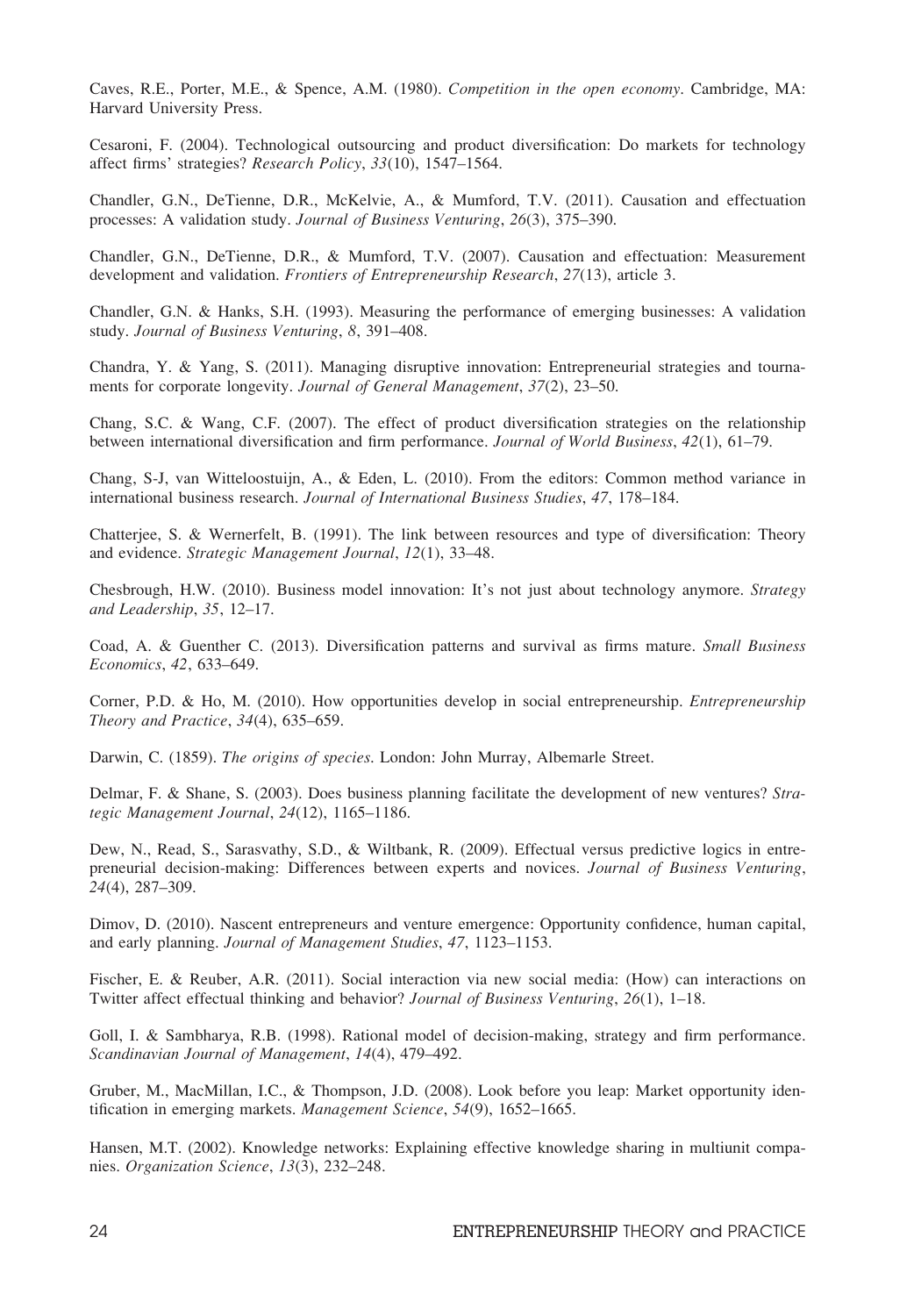Caves, R.E., Porter, M.E., & Spence, A.M. (1980). *Competition in the open economy*. Cambridge, MA: Harvard University Press.

Cesaroni, F. (2004). Technological outsourcing and product diversification: Do markets for technology affect firms' strategies? *Research Policy*, *33*(10), 1547–1564.

Chandler, G.N., DeTienne, D.R., McKelvie, A., & Mumford, T.V. (2011). Causation and effectuation processes: A validation study. *Journal of Business Venturing*, *26*(3), 375–390.

Chandler, G.N., DeTienne, D.R., & Mumford, T.V. (2007). Causation and effectuation: Measurement development and validation. *Frontiers of Entrepreneurship Research*, *27*(13), article 3.

Chandler, G.N. & Hanks, S.H. (1993). Measuring the performance of emerging businesses: A validation study. *Journal of Business Venturing*, *8*, 391–408.

Chandra, Y. & Yang, S. (2011). Managing disruptive innovation: Entrepreneurial strategies and tournaments for corporate longevity. *Journal of General Management*, *37*(2), 23–50.

Chang, S.C. & Wang, C.F. (2007). The effect of product diversification strategies on the relationship between international diversification and firm performance. *Journal of World Business*, *42*(1), 61–79.

Chang, S-J, van Witteloostuijn, A., & Eden, L. (2010). From the editors: Common method variance in international business research. *Journal of International Business Studies*, *47*, 178–184.

Chatterjee, S. & Wernerfelt, B. (1991). The link between resources and type of diversification: Theory and evidence. *Strategic Management Journal*, *12*(1), 33–48.

Chesbrough, H.W. (2010). Business model innovation: It's not just about technology anymore. *Strategy and Leadership*, *35*, 12–17.

Coad, A. & Guenther C. (2013). Diversification patterns and survival as firms mature. *Small Business Economics*, *42*, 633–649.

Corner, P.D. & Ho, M. (2010). How opportunities develop in social entrepreneurship. *Entrepreneurship Theory and Practice*, *34*(4), 635–659.

Darwin, C. (1859). *The origins of species*. London: John Murray, Albemarle Street.

Delmar, F. & Shane, S. (2003). Does business planning facilitate the development of new ventures? *Strategic Management Journal*, *24*(12), 1165–1186.

Dew, N., Read, S., Sarasvathy, S.D., & Wiltbank, R. (2009). Effectual versus predictive logics in entrepreneurial decision-making: Differences between experts and novices. *Journal of Business Venturing*, *24*(4), 287–309.

Dimov, D. (2010). Nascent entrepreneurs and venture emergence: Opportunity confidence, human capital, and early planning. *Journal of Management Studies*, *47*, 1123–1153.

Fischer, E. & Reuber, A.R. (2011). Social interaction via new social media: (How) can interactions on Twitter affect effectual thinking and behavior? *Journal of Business Venturing*, *26*(1), 1–18.

Goll, I. & Sambharya, R.B. (1998). Rational model of decision-making, strategy and firm performance. *Scandinavian Journal of Management*, *14*(4), 479–492.

Gruber, M., MacMillan, I.C., & Thompson, J.D. (2008). Look before you leap: Market opportunity identification in emerging markets. *Management Science*, *54*(9), 1652–1665.

Hansen, M.T. (2002). Knowledge networks: Explaining effective knowledge sharing in multiunit companies. *Organization Science*, *13*(3), 232–248.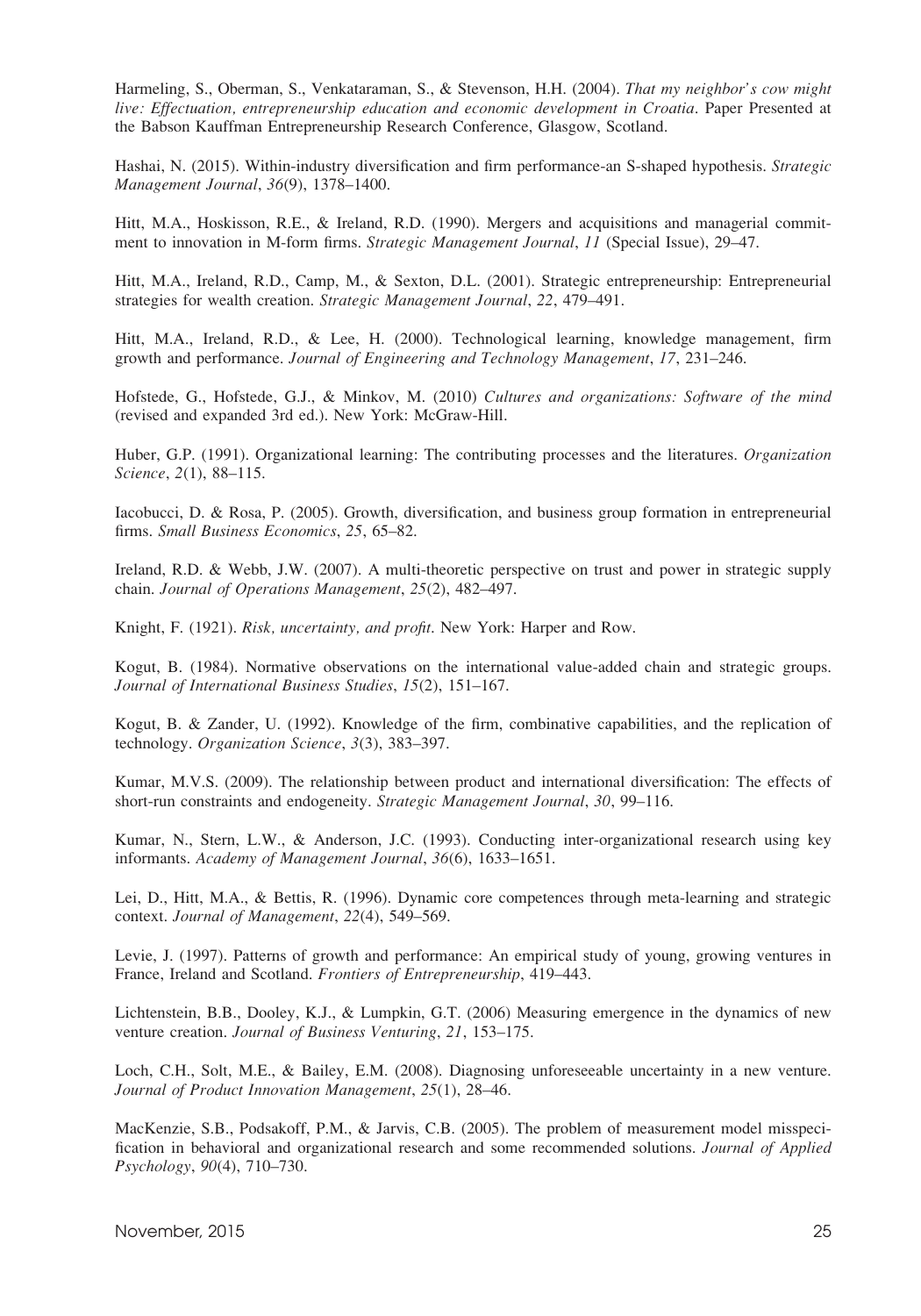Harmeling, S., Oberman, S., Venkataraman, S., & Stevenson, H.H. (2004). *That my neighbor's cow might live: Effectuation, entrepreneurship education and economic development in Croatia*. Paper Presented at the Babson Kauffman Entrepreneurship Research Conference, Glasgow, Scotland.

Hashai, N. (2015). Within-industry diversification and firm performance-an S-shaped hypothesis. *Strategic Management Journal*, *36*(9), 1378–1400.

Hitt, M.A., Hoskisson, R.E., & Ireland, R.D. (1990). Mergers and acquisitions and managerial commitment to innovation in M-form firms. *Strategic Management Journal*, *11* (Special Issue), 29–47.

Hitt, M.A., Ireland, R.D., Camp, M., & Sexton, D.L. (2001). Strategic entrepreneurship: Entrepreneurial strategies for wealth creation. *Strategic Management Journal*, *22*, 479–491.

Hitt, M.A., Ireland, R.D., & Lee, H. (2000). Technological learning, knowledge management, firm growth and performance. *Journal of Engineering and Technology Management*, *17*, 231–246.

Hofstede, G., Hofstede, G.J., & Minkov, M. (2010) *Cultures and organizations: Software of the mind* (revised and expanded 3rd ed.). New York: McGraw-Hill.

Huber, G.P. (1991). Organizational learning: The contributing processes and the literatures. *Organization Science*, *2*(1), 88–115.

Iacobucci, D. & Rosa, P. (2005). Growth, diversification, and business group formation in entrepreneurial firms. *Small Business Economics*, *25*, 65–82.

Ireland, R.D. & Webb, J.W. (2007). A multi-theoretic perspective on trust and power in strategic supply chain. *Journal of Operations Management*, *25*(2), 482–497.

Knight, F. (1921). *Risk, uncertainty, and profit*. New York: Harper and Row.

Kogut, B. (1984). Normative observations on the international value-added chain and strategic groups. *Journal of International Business Studies*, *15*(2), 151–167.

Kogut, B. & Zander, U. (1992). Knowledge of the firm, combinative capabilities, and the replication of technology. *Organization Science*, *3*(3), 383–397.

Kumar, M.V.S. (2009). The relationship between product and international diversification: The effects of short-run constraints and endogeneity. *Strategic Management Journal*, *30*, 99–116.

Kumar, N., Stern, L.W., & Anderson, J.C. (1993). Conducting inter-organizational research using key informants. *Academy of Management Journal*, *36*(6), 1633–1651.

Lei, D., Hitt, M.A., & Bettis, R. (1996). Dynamic core competences through meta-learning and strategic context. *Journal of Management*, *22*(4), 549–569.

Levie, J. (1997). Patterns of growth and performance: An empirical study of young, growing ventures in France, Ireland and Scotland. *Frontiers of Entrepreneurship*, 419–443.

Lichtenstein, B.B., Dooley, K.J., & Lumpkin, G.T. (2006) Measuring emergence in the dynamics of new venture creation. *Journal of Business Venturing*, *21*, 153–175.

Loch, C.H., Solt, M.E., & Bailey, E.M. (2008). Diagnosing unforeseeable uncertainty in a new venture. *Journal of Product Innovation Management*, *25*(1), 28–46.

MacKenzie, S.B., Podsakoff, P.M., & Jarvis, C.B. (2005). The problem of measurement model misspecification in behavioral and organizational research and some recommended solutions. *Journal of Applied Psychology*, *90*(4), 710–730.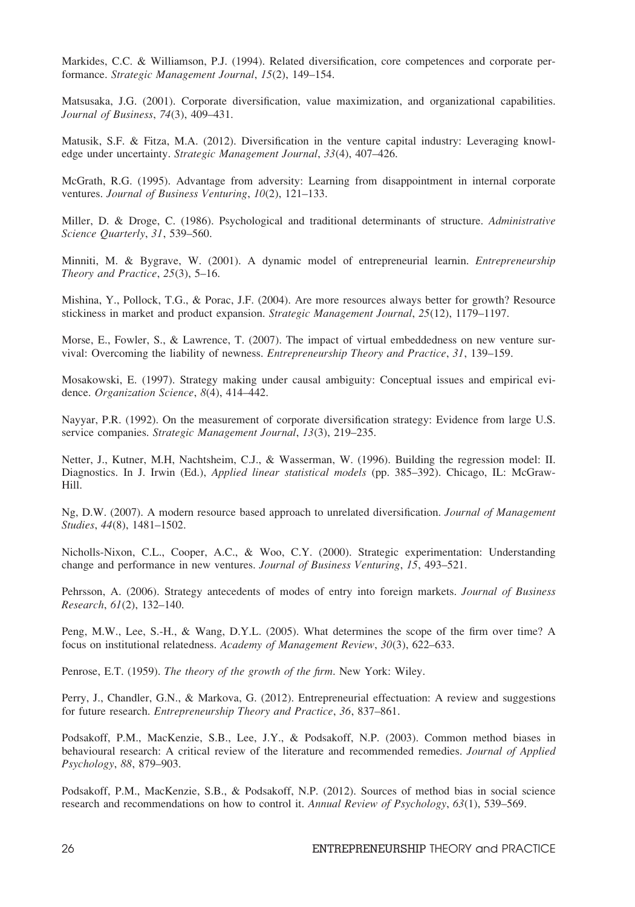Markides, C.C. & Williamson, P.J. (1994). Related diversification, core competences and corporate performance. *Strategic Management Journal*, *15*(2), 149–154.

Matsusaka, J.G. (2001). Corporate diversification, value maximization, and organizational capabilities. *Journal of Business*, *74*(3), 409–431.

Matusik, S.F. & Fitza, M.A. (2012). Diversification in the venture capital industry: Leveraging knowledge under uncertainty. *Strategic Management Journal*, *33*(4), 407–426.

McGrath, R.G. (1995). Advantage from adversity: Learning from disappointment in internal corporate ventures. *Journal of Business Venturing*, *10*(2), 121–133.

Miller, D. & Droge, C. (1986). Psychological and traditional determinants of structure. *Administrative Science Quarterly*, *31*, 539–560.

Minniti, M. & Bygrave, W. (2001). A dynamic model of entrepreneurial learnin. *Entrepreneurship Theory and Practice*, *25*(3), 5–16.

Mishina, Y., Pollock, T.G., & Porac, J.F. (2004). Are more resources always better for growth? Resource stickiness in market and product expansion. *Strategic Management Journal*, *25*(12), 1179–1197.

Morse, E., Fowler, S., & Lawrence, T. (2007). The impact of virtual embeddedness on new venture survival: Overcoming the liability of newness. *Entrepreneurship Theory and Practice*, *31*, 139–159.

Mosakowski, E. (1997). Strategy making under causal ambiguity: Conceptual issues and empirical evidence. *Organization Science*, *8*(4), 414–442.

Nayyar, P.R. (1992). On the measurement of corporate diversification strategy: Evidence from large U.S. service companies. *Strategic Management Journal*, *13*(3), 219–235.

Netter, J., Kutner, M.H, Nachtsheim, C.J., & Wasserman, W. (1996). Building the regression model: II. Diagnostics. In J. Irwin (Ed.), *Applied linear statistical models* (pp. 385–392). Chicago, IL: McGraw-Hill.

Ng, D.W. (2007). A modern resource based approach to unrelated diversification. *Journal of Management Studies*, *44*(8), 1481–1502.

Nicholls-Nixon, C.L., Cooper, A.C., & Woo, C.Y. (2000). Strategic experimentation: Understanding change and performance in new ventures. *Journal of Business Venturing*, *15*, 493–521.

Pehrsson, A. (2006). Strategy antecedents of modes of entry into foreign markets. *Journal of Business Research*, *61*(2), 132–140.

Peng, M.W., Lee, S.-H., & Wang, D.Y.L. (2005). What determines the scope of the firm over time? A focus on institutional relatedness. *Academy of Management Review*, *30*(3), 622–633.

Penrose, E.T. (1959). *The theory of the growth of the firm*. New York: Wiley.

Perry, J., Chandler, G.N., & Markova, G. (2012). Entrepreneurial effectuation: A review and suggestions for future research. *Entrepreneurship Theory and Practice*, *36*, 837–861.

Podsakoff, P.M., MacKenzie, S.B., Lee, J.Y., & Podsakoff, N.P. (2003). Common method biases in behavioural research: A critical review of the literature and recommended remedies. *Journal of Applied Psychology*, *88*, 879–903.

Podsakoff, P.M., MacKenzie, S.B., & Podsakoff, N.P. (2012). Sources of method bias in social science research and recommendations on how to control it. *Annual Review of Psychology*, *63*(1), 539–569.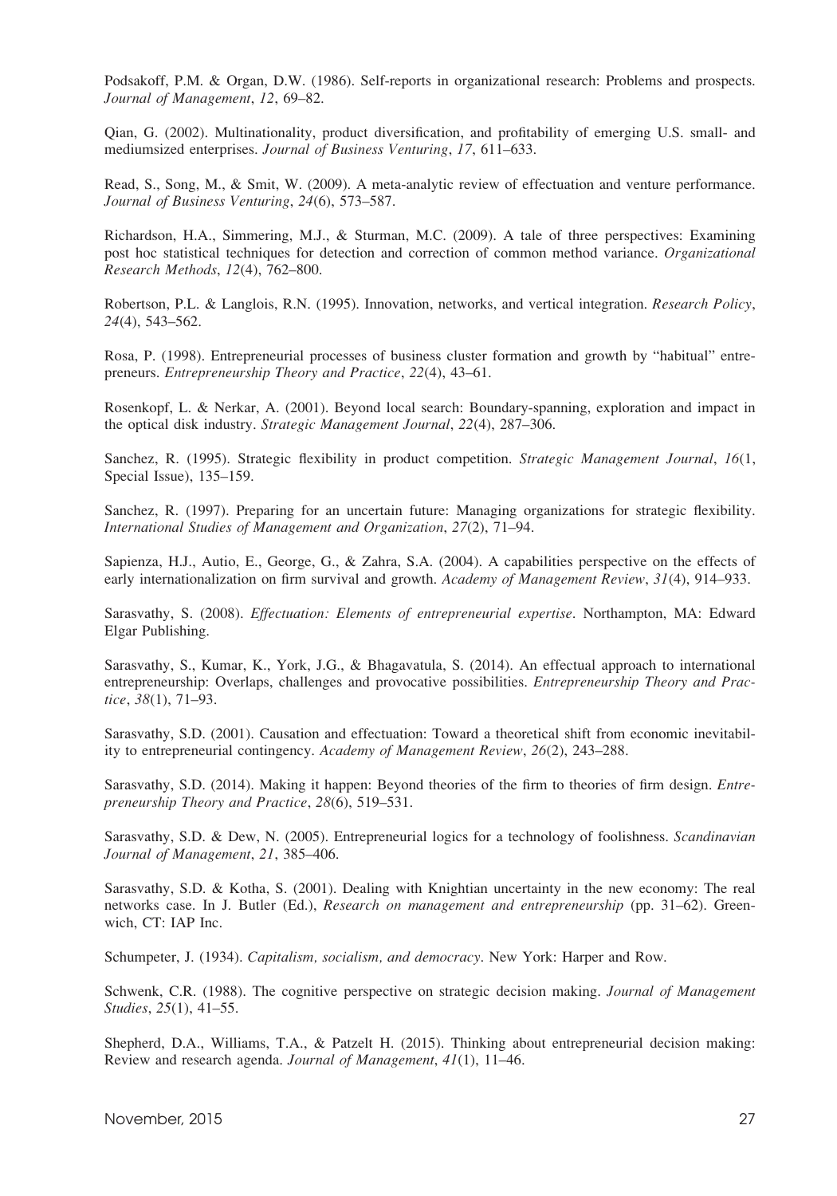Podsakoff, P.M. & Organ, D.W. (1986). Self-reports in organizational research: Problems and prospects. *Journal of Management*, *12*, 69–82.

Qian, G. (2002). Multinationality, product diversification, and profitability of emerging U.S. small- and mediumsized enterprises. *Journal of Business Venturing*, *17*, 611–633.

Read, S., Song, M., & Smit, W. (2009). A meta-analytic review of effectuation and venture performance. *Journal of Business Venturing*, *24*(6), 573–587.

Richardson, H.A., Simmering, M.J., & Sturman, M.C. (2009). A tale of three perspectives: Examining post hoc statistical techniques for detection and correction of common method variance. *Organizational Research Methods*, *12*(4), 762–800.

Robertson, P.L. & Langlois, R.N. (1995). Innovation, networks, and vertical integration. *Research Policy*, *24*(4), 543–562.

Rosa, P. (1998). Entrepreneurial processes of business cluster formation and growth by "habitual" entrepreneurs. *Entrepreneurship Theory and Practice*, *22*(4), 43–61.

Rosenkopf, L. & Nerkar, A. (2001). Beyond local search: Boundary-spanning, exploration and impact in the optical disk industry. *Strategic Management Journal*, *22*(4), 287–306.

Sanchez, R. (1995). Strategic flexibility in product competition. *Strategic Management Journal*, *16*(1, Special Issue), 135–159.

Sanchez, R. (1997). Preparing for an uncertain future: Managing organizations for strategic flexibility. *International Studies of Management and Organization*, *27*(2), 71–94.

Sapienza, H.J., Autio, E., George, G., & Zahra, S.A. (2004). A capabilities perspective on the effects of early internationalization on firm survival and growth. *Academy of Management Review*, *31*(4), 914–933.

Sarasvathy, S. (2008). *Effectuation: Elements of entrepreneurial expertise*. Northampton, MA: Edward Elgar Publishing.

Sarasvathy, S., Kumar, K., York, J.G., & Bhagavatula, S. (2014). An effectual approach to international entrepreneurship: Overlaps, challenges and provocative possibilities. *Entrepreneurship Theory and Practice*, *38*(1), 71–93.

Sarasvathy, S.D. (2001). Causation and effectuation: Toward a theoretical shift from economic inevitability to entrepreneurial contingency. *Academy of Management Review*, *26*(2), 243–288.

Sarasvathy, S.D. (2014). Making it happen: Beyond theories of the firm to theories of firm design. *Entrepreneurship Theory and Practice*, *28*(6), 519–531.

Sarasvathy, S.D. & Dew, N. (2005). Entrepreneurial logics for a technology of foolishness. *Scandinavian Journal of Management*, *21*, 385–406.

Sarasvathy, S.D. & Kotha, S. (2001). Dealing with Knightian uncertainty in the new economy: The real networks case. In J. Butler (Ed.), *Research on management and entrepreneurship* (pp. 31–62). Greenwich, CT: IAP Inc.

Schumpeter, J. (1934). *Capitalism, socialism, and democracy*. New York: Harper and Row.

Schwenk, C.R. (1988). The cognitive perspective on strategic decision making. *Journal of Management Studies*, *25*(1), 41–55.

Shepherd, D.A., Williams, T.A., & Patzelt H. (2015). Thinking about entrepreneurial decision making: Review and research agenda. *Journal of Management*, *41*(1), 11–46.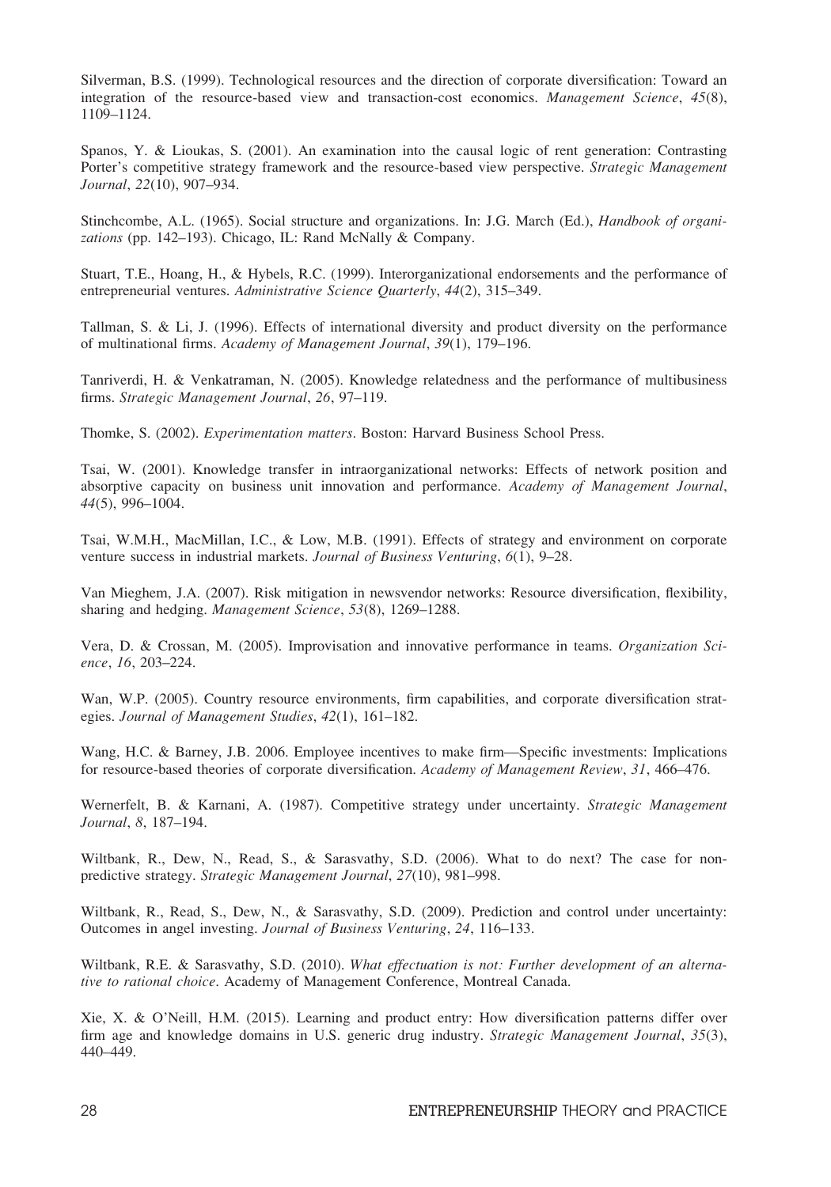Silverman, B.S. (1999). Technological resources and the direction of corporate diversification: Toward an integration of the resource-based view and transaction-cost economics. *Management Science*, *45*(8), 1109–1124.

Spanos, Y. & Lioukas, S. (2001). An examination into the causal logic of rent generation: Contrasting Porter's competitive strategy framework and the resource-based view perspective. *Strategic Management Journal*, *22*(10), 907–934.

Stinchcombe, A.L. (1965). Social structure and organizations. In: J.G. March (Ed.), *Handbook of organizations* (pp. 142–193). Chicago, IL: Rand McNally & Company.

Stuart, T.E., Hoang, H., & Hybels, R.C. (1999). Interorganizational endorsements and the performance of entrepreneurial ventures. *Administrative Science Quarterly*, *44*(2), 315–349.

Tallman, S. & Li, J. (1996). Effects of international diversity and product diversity on the performance of multinational firms. *Academy of Management Journal*, *39*(1), 179–196.

Tanriverdi, H. & Venkatraman, N. (2005). Knowledge relatedness and the performance of multibusiness firms. *Strategic Management Journal*, *26*, 97–119.

Thomke, S. (2002). *Experimentation matters*. Boston: Harvard Business School Press.

Tsai, W. (2001). Knowledge transfer in intraorganizational networks: Effects of network position and absorptive capacity on business unit innovation and performance. *Academy of Management Journal*, *44*(5), 996–1004.

Tsai, W.M.H., MacMillan, I.C., & Low, M.B. (1991). Effects of strategy and environment on corporate venture success in industrial markets. *Journal of Business Venturing*, *6*(1), 9–28.

Van Mieghem, J.A. (2007). Risk mitigation in newsvendor networks: Resource diversification, flexibility, sharing and hedging. *Management Science*, *53*(8), 1269–1288.

Vera, D. & Crossan, M. (2005). Improvisation and innovative performance in teams. *Organization Science*, *16*, 203–224.

Wan, W.P. (2005). Country resource environments, firm capabilities, and corporate diversification strategies. *Journal of Management Studies*, *42*(1), 161–182.

Wang, H.C. & Barney, J.B. 2006. Employee incentives to make firm—Specific investments: Implications for resource-based theories of corporate diversification. *Academy of Management Review*, *31*, 466–476.

Wernerfelt, B. & Karnani, A. (1987). Competitive strategy under uncertainty. *Strategic Management Journal*, *8*, 187–194.

Wiltbank, R., Dew, N., Read, S., & Sarasvathy, S.D. (2006). What to do next? The case for non-predictive strategy. *Strategic Management Journal*, *27*(10), 981–998.

Wiltbank, R., Read, S., Dew, N., & Sarasvathy, S.D. (2009). Prediction and control under uncertainty: Outcomes in angel investing. *Journal of Business Venturing*, *24*, 116–133.

Wiltbank, R.E. & Sarasvathy, S.D. (2010). *What effectuation is not: Further development of an alternative to rational choice*. Academy of Management Conference, Montreal Canada.

Xie, X. & O'Neill, H.M. (2015). Learning and product entry: How diversification patterns differ over firm age and knowledge domains in U.S. generic drug industry. *Strategic Management Journal*, *35*(3), 440–449.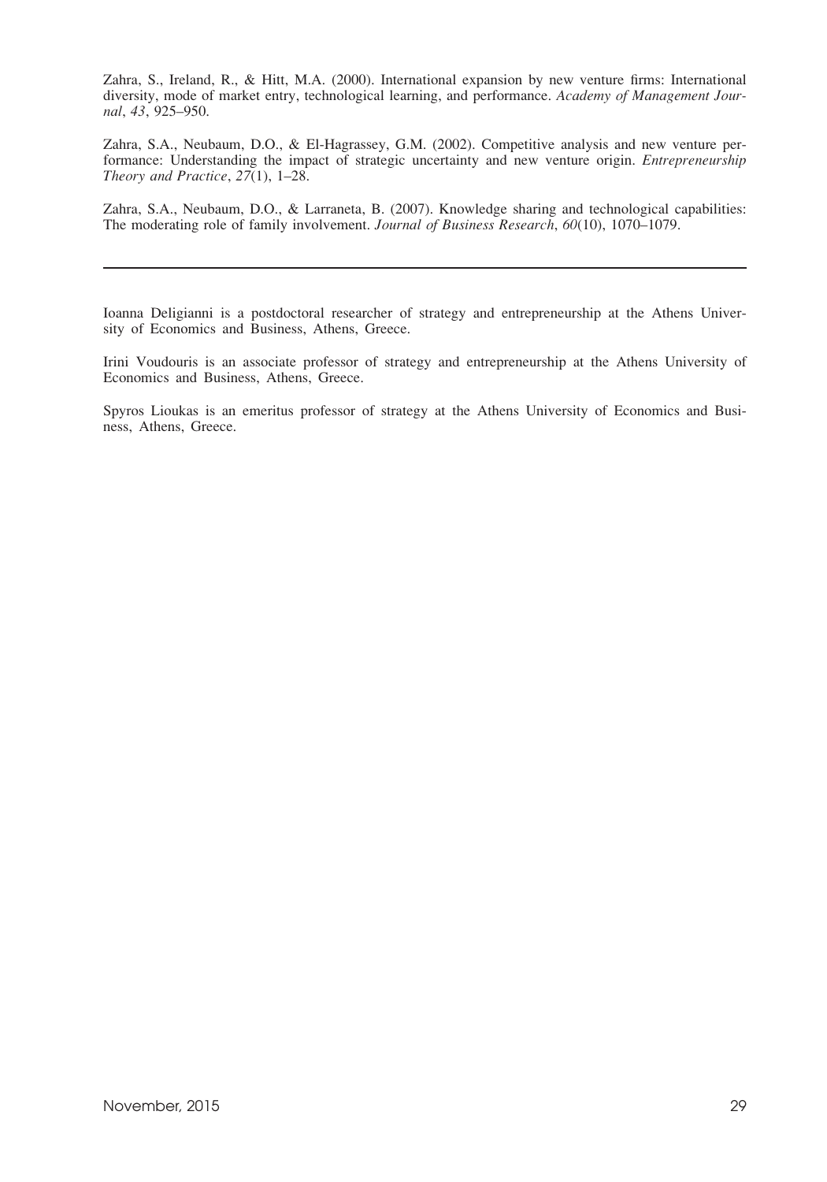Zahra, S., Ireland, R., & Hitt, M.A. (2000). International expansion by new venture firms: International diversity, mode of market entry, technological learning, and performance. *Academy of Management Journal*, *43*, 925–950.

Zahra, S.A., Neubaum, D.O., & El-Hagrassey, G.M. (2002). Competitive analysis and new venture performance: Understanding the impact of strategic uncertainty and new venture origin. *Entrepreneurship Theory and Practice*, *27*(1), 1–28.

Zahra, S.A., Neubaum, D.O., & Larraneta, B. (2007). Knowledge sharing and technological capabilities: The moderating role of family involvement. *Journal of Business Research*, *60*(10), 1070–1079.

---

Ioanna Deligianni is a postdoctoral researcher of strategy and entrepreneurship at the Athens University of Economics and Business, Athens, Greece.

Irini Voudouris is an associate professor of strategy and entrepreneurship at the Athens University of Economics and Business, Athens, Greece.

Spyros Lioukas is an emeritus professor of strategy at the Athens University of Economics and Business, Athens, Greece.